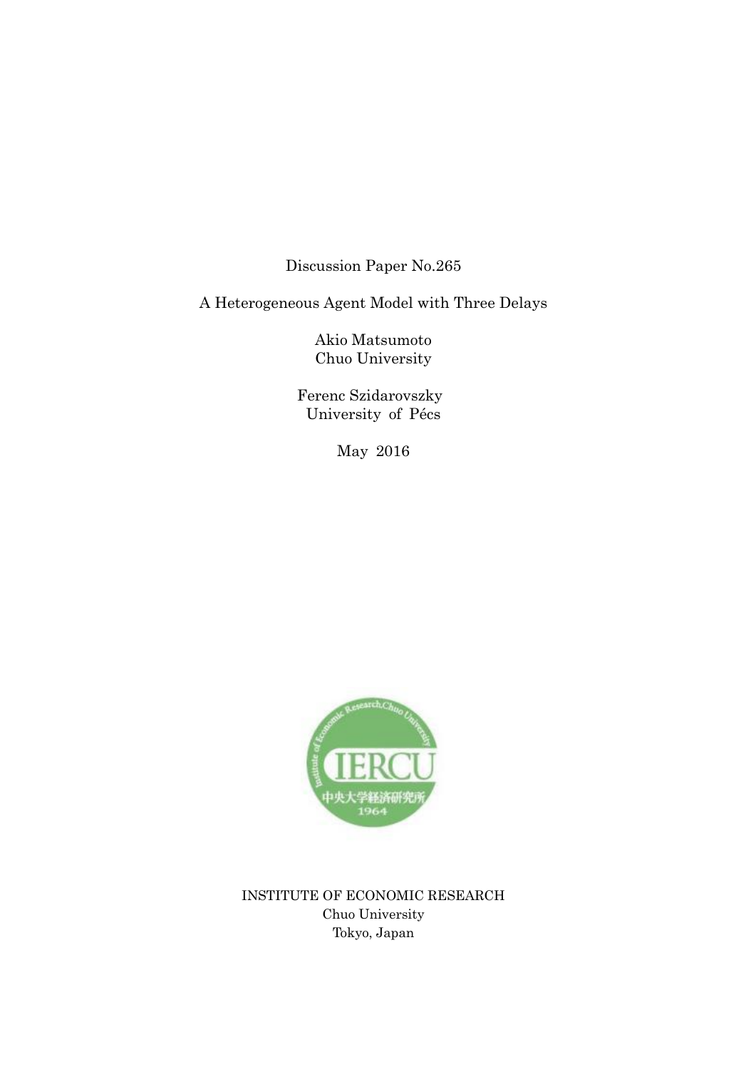Discussion Paper No.265

# A Heterogeneous Agent Model with Three Delays

Akio Matsumoto
Chuo University

Ferenc Szidarovszky
University of Pécs

May 2016

INSTITUTE OF ECONOMIC RESEARCH
Chuo University
Tokyo, Japan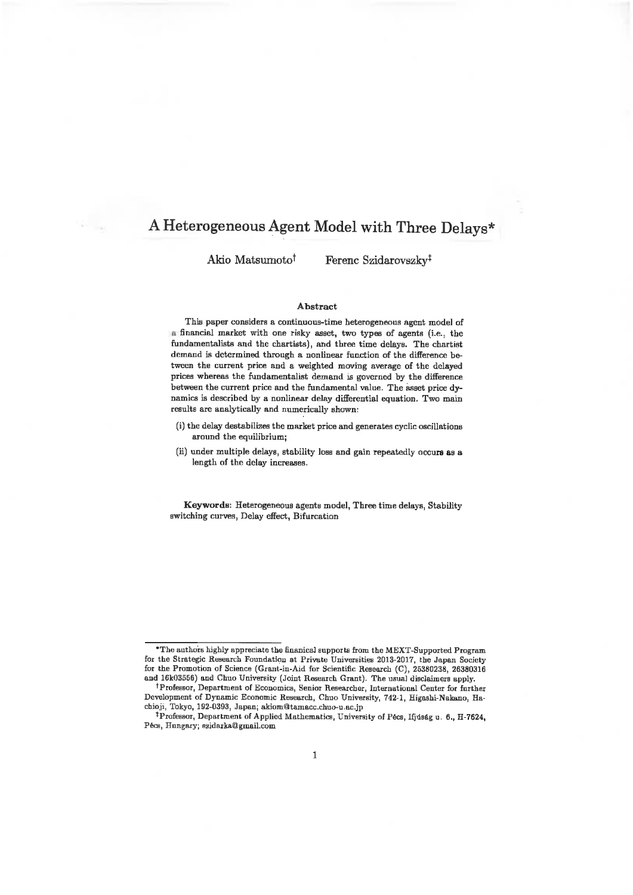# A Heterogeneous Agent Model with Three Delays*

Akio Matsumoto† Ferenc Szidarovszky‡

### Abstract

This paper considers a continuous-time heterogeneous agent model of a financial market with one risky asset, two types of agents (i.e., the fundamentalists and the chartists), and three time delays. The chartist demand is determined through a nonlinear function of the difference between the current price and a weighted moving average of the delayed prices whereas the fundamentalist demand is governed by the difference between the current price and the fundamental value. The asset price dynamics is described by a nonlinear delay differential equation. Two main results are analytically and numerically shown:

(i) the delay destabilizes the market price and generates cyclic oscillations around the equilibrium;

(ii) under multiple delays, stability loss and gain repeatedly occurs as a length of the delay increases.

**Keywords**: Heterogeneous agents model, Three time delays, Stability switching curves, Delay effect, Bifurcation

*The authors highly appreciate the finanical supports from the MEXT-Supported Program for the Strategic Research Foundation at Private Universities 2013-2017, the Japan Society for the Promotion of Science (Grant-in-Aid for Scientific Research (C), 25380238, 26380316 and 16k03556) and Chuo University (Joint Research Grant). The usual disclaimers apply.

†Professor, Department of Economics, Senior Researcher, International Center for further Development of Dynamic Economic Research, Chuo University, 742-1, Higashi-Nakano, Hachioji, Tokyo, 192-0393, Japan; akiom@tamacc.chuo-u.ac.jp

‡Professor, Department of Applied Mathematics, University of Pécs, Ifjúság u. 6., H-7624, Pécs, Hungary; szidarka@gmail.com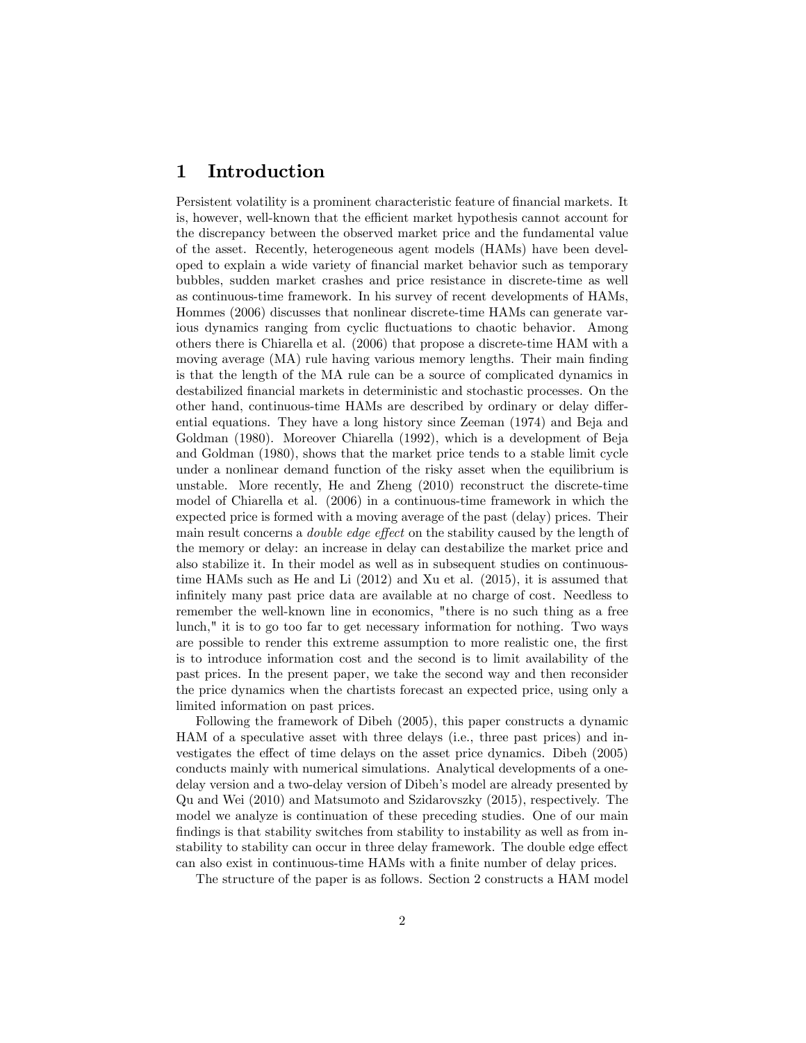# 1 Introduction

Persistent volatility is a prominent characteristic feature of financial markets. It is, however, well-known that the efficient market hypothesis cannot account for the discrepancy between the observed market price and the fundamental value of the asset. Recently, heterogeneous agent models (HAMs) have been developed to explain a wide variety of financial market behavior such as temporary bubbles, sudden market crashes and price resistance in discrete-time as well as continuous-time framework. In his survey of recent developments of HAMs, Hommes (2006) discusses that nonlinear discrete-time HAMs can generate various dynamics ranging from cyclic fluctuations to chaotic behavior. Among others there is Chiarella et al. (2006) that propose a discrete-time HAM with a moving average (MA) rule having various memory lengths. Their main finding is that the length of the MA rule can be a source of complicated dynamics in destabilized financial markets in deterministic and stochastic processes. On the other hand, continuous-time HAMs are described by ordinary or delay differential equations. They have a long history since Zeeman (1974) and Beja and Goldman (1980). Moreover Chiarella (1992), which is a development of Beja and Goldman (1980), shows that the market price tends to a stable limit cycle under a nonlinear demand function of the risky asset when the equilibrium is unstable. More recently, He and Zheng (2010) reconstruct the discrete-time model of Chiarella et al. (2006) in a continuous-time framework in which the expected price is formed with a moving average of the past (delay) prices. Their main result concerns a *double edge effect* on the stability caused by the length of the memory or delay: an increase in delay can destabilize the market price and also stabilize it. In their model as well as in subsequent studies on continuous-time HAMs such as He and Li (2012) and Xu et al. (2015), it is assumed that infinitely many past price data are available at no charge of cost. Needless to remember the well-known line in economics, "there is no such thing as a free lunch," it is to go too far to get necessary information for nothing. Two ways are possible to render this extreme assumption to more realistic one, the first is to introduce information cost and the second is to limit availability of the past prices. In the present paper, we take the second way and then reconsider the price dynamics when the chartists forecast an expected price, using only a limited information on past prices.

Following the framework of Dibeh (2005), this paper constructs a dynamic HAM of a speculative asset with three delays (i.e., three past prices) and investigates the effect of time delays on the asset price dynamics. Dibeh (2005) conducts mainly with numerical simulations. Analytical developments of a one-delay version and a two-delay version of Dibeh's model are already presented by Qu and Wei (2010) and Matsumoto and Szidarovszky (2015), respectively. The model we analyze is continuation of these preceding studies. One of our main findings is that stability switches from stability to instability as well as from instability to stability can occur in three delay framework. The double edge effect can also exist in continuous-time HAMs with a finite number of delay prices.

The structure of the paper is as follows. Section 2 constructs a HAM model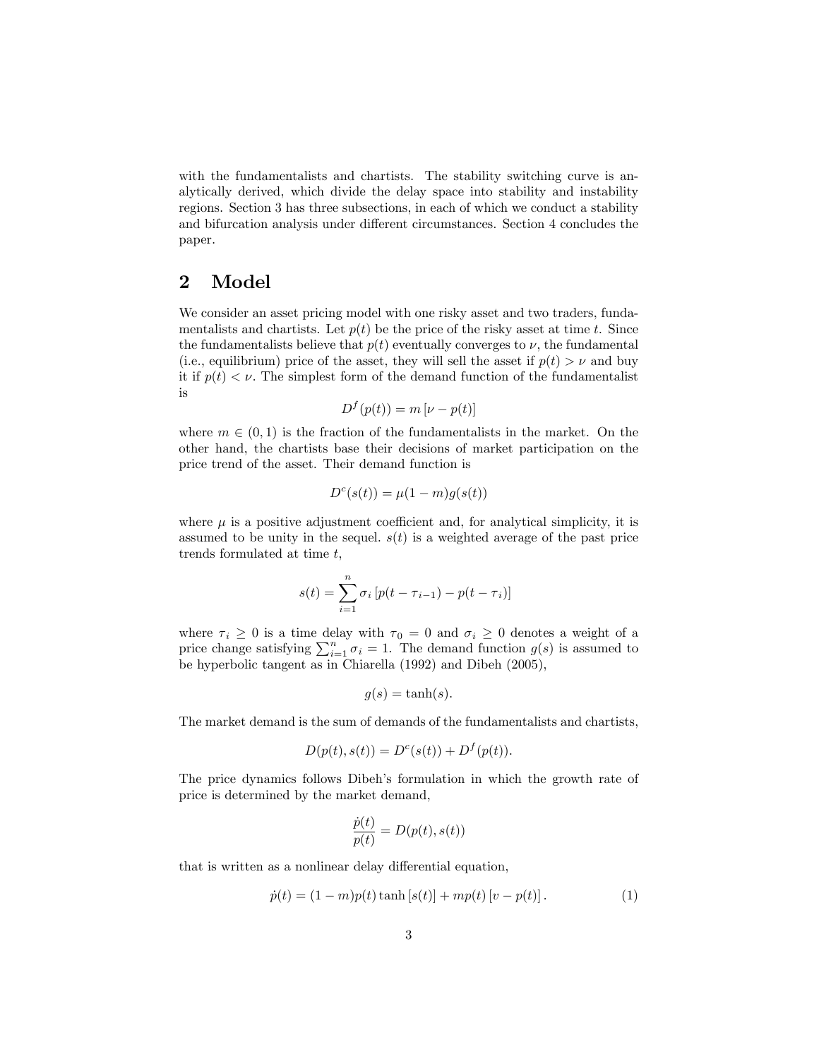with the fundamentalists and chartists. The stability switching curve is analytically derived, which divide the delay space into stability and instability regions. Section 3 has three subsections, in each of which we conduct a stability and bifurcation analysis under different circumstances. Section 4 concludes the paper.

## 2 Model

We consider an asset pricing model with one risky asset and two traders, fundamentalists and chartists. Let $p(t)$ be the price of the risky asset at time $t$. Since the fundamentalists believe that $p(t)$ eventually converges to $\nu$, the fundamental (i.e., equilibrium) price of the asset, they will sell the asset if $p(t) > \nu$ and buy it if $p(t) < \nu$. The simplest form of the demand function of the fundamentalist is

$$D^f(p(t)) = m\left[\nu - p(t)\right]$$

where $m \in (0, 1)$ is the fraction of the fundamentalists in the market. On the other hand, the chartists base their decisions of market participation on the price trend of the asset. Their demand function is

$$D^c(s(t)) = \mu(1 - m)g(s(t))$$

where $\mu$ is a positive adjustment coefficient and, for analytical simplicity, it is assumed to be unity in the sequel. $s(t)$ is a weighted average of the past price trends formulated at time $t$,

$$s(t) = \sum_{i=1}^{n} \sigma_i \left[p(t - \tau_{i-1}) - p(t - \tau_i)\right]$$

where $\tau_i \geq 0$ is a time delay with $\tau_0 = 0$ and $\sigma_i \geq 0$ denotes a weight of a price change satisfying $\sum_{i=1}^{n} \sigma_i = 1$. The demand function $g(s)$ is assumed to be hyperbolic tangent as in Chiarella (1992) and Dibeh (2005),

$$g(s) = \tanh(s).$$

The market demand is the sum of demands of the fundamentalists and chartists,

$$D(p(t), s(t)) = D^c(s(t)) + D^f(p(t)).$$

The price dynamics follows Dibeh's formulation in which the growth rate of price is determined by the market demand,

$$\frac{\dot{p}(t)}{p(t)} = D(p(t), s(t))$$

that is written as a nonlinear delay differential equation,

$$\dot{p}(t) = (1 - m)p(t) \tanh\left[s(t)\right] + mp(t)\left[v - p(t)\right]. \tag{1}$$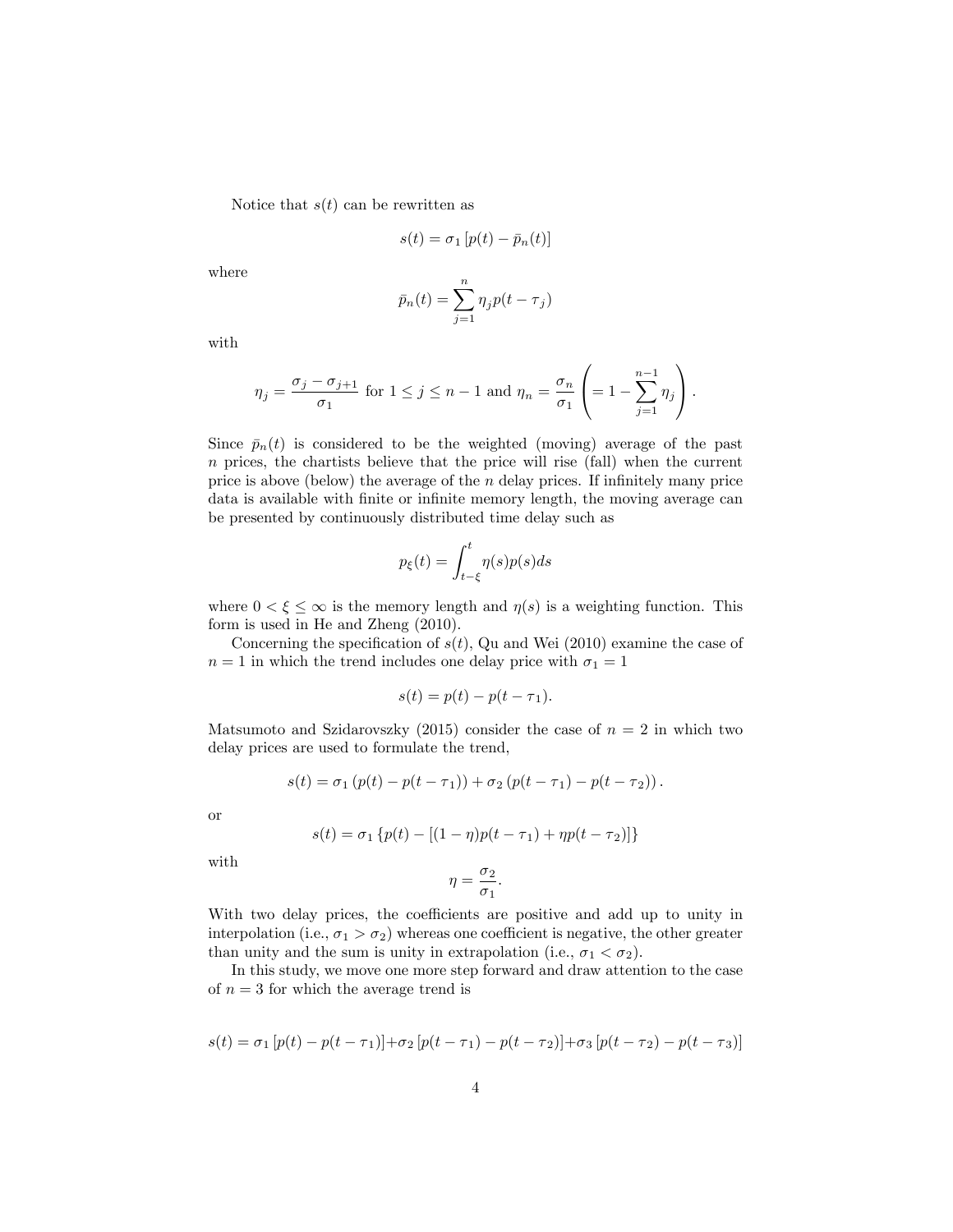Notice that $s(t)$ can be rewritten as

$$s(t) = \sigma_1 \left[ p(t) - \bar{p}_n(t) \right]$$

where

$$\bar{p}_n(t) = \sum_{j=1}^{n} \eta_j p(t - \tau_j)$$

with

$$\eta_j = \frac{\sigma_j - \sigma_{j+1}}{\sigma_1} \text{ for } 1 \leq j \leq n-1 \text{ and } \eta_n = \frac{\sigma_n}{\sigma_1} \left( = 1 - \sum_{j=1}^{n-1} \eta_j \right).$$

Since $\bar{p}_n(t)$ is considered to be the weighted (moving) average of the past $n$ prices, the chartists believe that the price will rise (fall) when the current price is above (below) the average of the $n$ delay prices. If infinitely many price data is available with finite or infinite memory length, the moving average can be presented by continuously distributed time delay such as

$$p_\xi(t) = \int_{t-\xi}^{t} \eta(s) p(s) ds$$

where $0 < \xi \leq \infty$ is the memory length and $\eta(s)$ is a weighting function. This form is used in He and Zheng (2010).

Concerning the specification of $s(t)$, Qu and Wei (2010) examine the case of $n = 1$ in which the trend includes one delay price with $\sigma_1 = 1$

$$s(t) = p(t) - p(t - \tau_1).$$

Matsumoto and Szidarovszky (2015) consider the case of $n = 2$ in which two delay prices are used to formulate the trend,

$$s(t) = \sigma_1 \left( p(t) - p(t - \tau_1) \right) + \sigma_2 \left( p(t - \tau_1) - p(t - \tau_2) \right).$$

or

$$s(t) = \sigma_1 \left\{ p(t) - \left[ (1 - \eta) p(t - \tau_1) + \eta p(t - \tau_2) \right] \right\}$$

with

$$\eta = \frac{\sigma_2}{\sigma_1}.$$

With two delay prices, the coefficients are positive and add up to unity in interpolation (i.e., $\sigma_1 > \sigma_2$) whereas one coefficient is negative, the other greater than unity and the sum is unity in extrapolation (i.e., $\sigma_1 < \sigma_2$).

In this study, we move one more step forward and draw attention to the case of $n = 3$ for which the average trend is

$$s(t) = \sigma_1 \left[ p(t) - p(t - \tau_1) \right] + \sigma_2 \left[ p(t - \tau_1) - p(t - \tau_2) \right] + \sigma_3 \left[ p(t - \tau_2) - p(t - \tau_3) \right]$$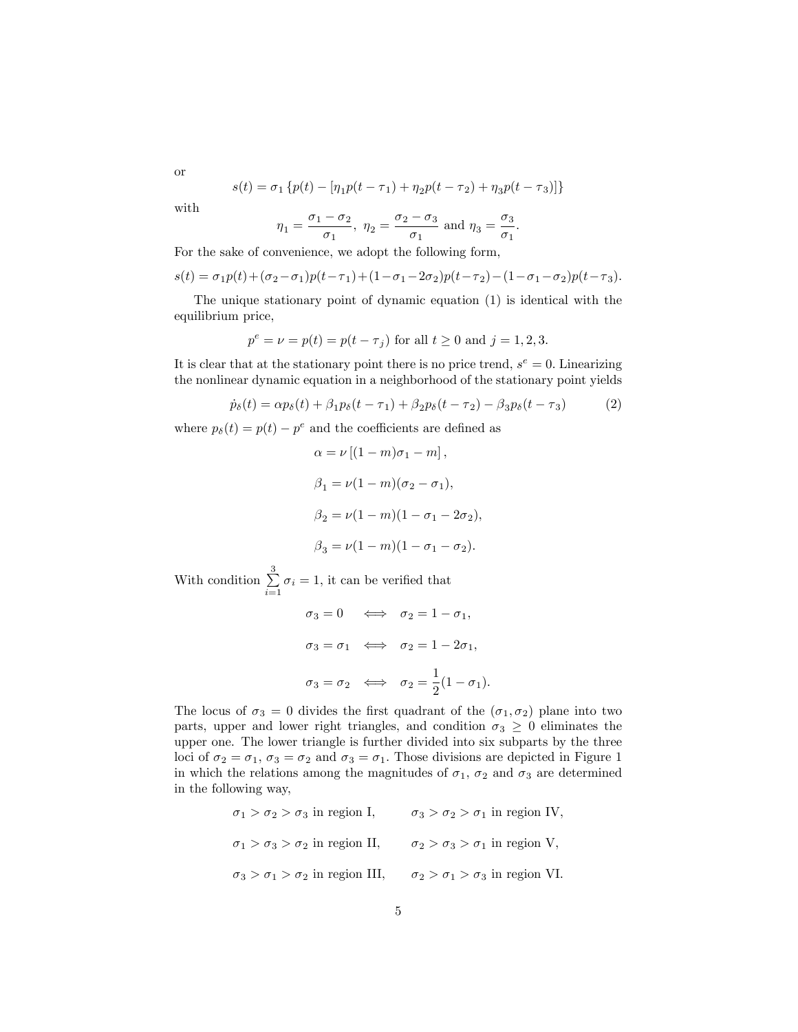or

$$s(t) = \sigma_1 \left\{ p(t) - [\eta_1 p(t-\tau_1) + \eta_2 p(t-\tau_2) + \eta_3 p(t-\tau_3)] \right\}$$

with

$$\eta_1 = \frac{\sigma_1 - \sigma_2}{\sigma_1},\ \eta_2 = \frac{\sigma_2 - \sigma_3}{\sigma_1} \text{ and } \eta_3 = \frac{\sigma_3}{\sigma_1}.$$

For the sake of convenience, we adopt the following form,

$$s(t) = \sigma_1 p(t) + (\sigma_2 - \sigma_1) p(t-\tau_1) + (1 - \sigma_1 - 2\sigma_2) p(t-\tau_2) - (1 - \sigma_1 - \sigma_2) p(t-\tau_3).$$

The unique stationary point of dynamic equation (1) is identical with the equilibrium price,

$$p^e = \nu = p(t) = p(t-\tau_j) \text{ for all } t \geq 0 \text{ and } j = 1, 2, 3.$$

It is clear that at the stationary point there is no price trend, $s^e = 0$. Linearizing the nonlinear dynamic equation in a neighborhood of the stationary point yields

$$\dot{p}_\delta(t) = \alpha p_\delta(t) + \beta_1 p_\delta(t-\tau_1) + \beta_2 p_\delta(t-\tau_2) - \beta_3 p_\delta(t-\tau_3) \tag{2}$$

where $p_\delta(t) = p(t) - p^e$ and the coefficients are defined as

$$\alpha = \nu \left[ (1-m)\sigma_1 - m \right],$$

$$\beta_1 = \nu(1-m)(\sigma_2 - \sigma_1),$$

$$\beta_2 = \nu(1-m)(1 - \sigma_1 - 2\sigma_2),$$

$$\beta_3 = \nu(1-m)(1 - \sigma_1 - \sigma_2).$$

With condition $\sum_{i=1}^{3} \sigma_i = 1$, it can be verified that

$$\sigma_3 = 0 \iff \sigma_2 = 1 - \sigma_1,$$

$$\sigma_3 = \sigma_1 \iff \sigma_2 = 1 - 2\sigma_1,$$

$$\sigma_3 = \sigma_2 \iff \sigma_2 = \frac{1}{2}(1 - \sigma_1).$$

The locus of $\sigma_3 = 0$ divides the first quadrant of the $(\sigma_1, \sigma_2)$ plane into two parts, upper and lower right triangles, and condition $\sigma_3 \geq 0$ eliminates the upper one. The lower triangle is further divided into six subparts by the three loci of $\sigma_2 = \sigma_1$, $\sigma_3 = \sigma_2$ and $\sigma_3 = \sigma_1$. Those divisions are depicted in Figure 1 in which the relations among the magnitudes of $\sigma_1$, $\sigma_2$ and $\sigma_3$ are determined in the following way,

$\sigma_1 > \sigma_2 > \sigma_3$ in region I, $\quad$ $\sigma_3 > \sigma_2 > \sigma_1$ in region IV,

$\sigma_1 > \sigma_3 > \sigma_2$ in region II, $\quad$ $\sigma_2 > \sigma_3 > \sigma_1$ in region V,

$\sigma_3 > \sigma_1 > \sigma_2$ in region III, $\quad$ $\sigma_2 > \sigma_1 > \sigma_3$ in region VI.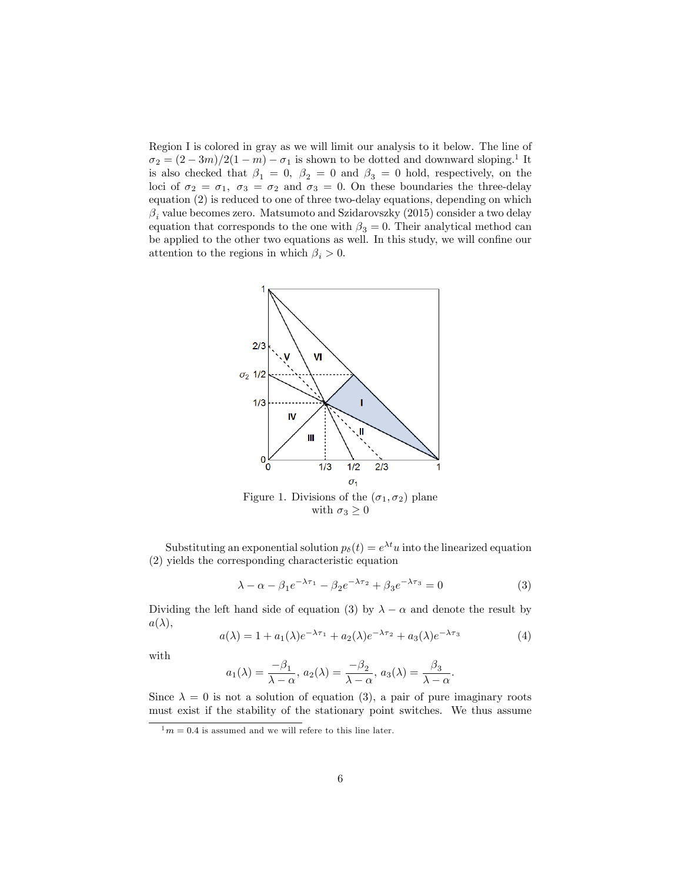Region I is colored in gray as we will limit our analysis to it below. The line of $\sigma_2 = (2-3m)/2(1-m) - \sigma_1$ is shown to be dotted and downward sloping.[1] It is also checked that $\beta_1 = 0$, $\beta_2 = 0$ and $\beta_3 = 0$ hold, respectively, on the loci of $\sigma_2 = \sigma_1$, $\sigma_3 = \sigma_2$ and $\sigma_3 = 0$. On these boundaries the three-delay equation (2) is reduced to one of three two-delay equations, depending on which $\beta_i$ value becomes zero. Matsumoto and Szidarovszky (2015) consider a two delay equation that corresponds to the one with $\beta_3 = 0$. Their analytical method can be applied to the other two equations as well. In this study, we will confine our attention to the regions in which $\beta_i > 0$.

Figure 1. Divisions of the $(\sigma_1, \sigma_2)$ plane with $\sigma_3 \geq 0$

Substituting an exponential solution $p_\delta(t) = e^{\lambda t}u$ into the linearized equation (2) yields the corresponding characteristic equation

$$\lambda - \alpha - \beta_1 e^{-\lambda\tau_1} - \beta_2 e^{-\lambda\tau_2} + \beta_3 e^{-\lambda\tau_3} = 0 \tag{3}$$

Dividing the left hand side of equation (3) by $\lambda - \alpha$ and denote the result by $a(\lambda)$,

$$a(\lambda) = 1 + a_1(\lambda)e^{-\lambda\tau_1} + a_2(\lambda)e^{-\lambda\tau_2} + a_3(\lambda)e^{-\lambda\tau_3} \tag{4}$$

with

$$a_1(\lambda) = \frac{-\beta_1}{\lambda - \alpha},\ a_2(\lambda) = \frac{-\beta_2}{\lambda - \alpha},\ a_3(\lambda) = \frac{\beta_3}{\lambda - \alpha}.$$

Since $\lambda = 0$ is not a solution of equation (3), a pair of pure imaginary roots must exist if the stability of the stationary point switches. We thus assume

[1] $m = 0.4$ is assumed and we will refere to this line later.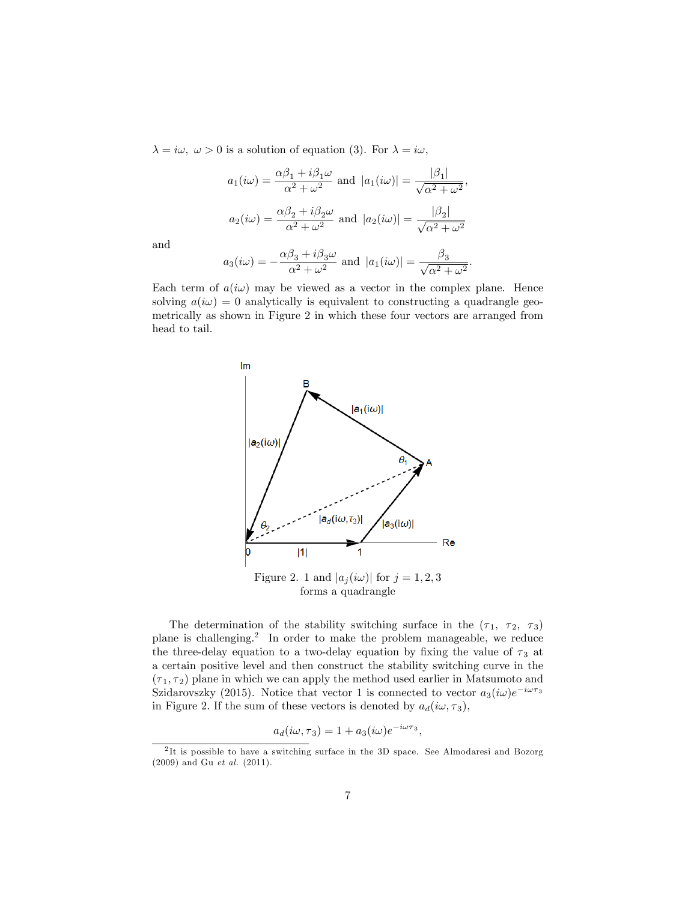$\lambda = i\omega,\ \omega > 0$ is a solution of equation (3). For $\lambda = i\omega$,

$$a_1(i\omega) = \frac{\alpha\beta_1 + i\beta_1\omega}{\alpha^2 + \omega^2} \text{ and } |a_1(i\omega)| = \frac{|\beta_1|}{\sqrt{\alpha^2 + \omega^2}},$$

$$a_2(i\omega) = \frac{\alpha\beta_2 + i\beta_2\omega}{\alpha^2 + \omega^2} \text{ and } |a_2(i\omega)| = \frac{|\beta_2|}{\sqrt{\alpha^2 + \omega^2}}$$

and

$$a_3(i\omega) = -\frac{\alpha\beta_3 + i\beta_3\omega}{\alpha^2 + \omega^2} \text{ and } |a_1(i\omega)| = \frac{\beta_3}{\sqrt{\alpha^2 + \omega^2}}.$$

Each term of $a(i\omega)$ may be viewed as a vector in the complex plane. Hence solving $a(i\omega) = 0$ analytically is equivalent to constructing a quadrangle geometrically as shown in Figure 2 in which these four vectors are arranged from head to tail.

Figure 2. 1 and $|a_j(i\omega)|$ for $j = 1, 2, 3$ forms a quadrangle

The determination of the stability switching surface in the $(\tau_1,\ \tau_2,\ \tau_3)$ plane is challenging.[2] In order to make the problem manageable, we reduce the three-delay equation to a two-delay equation by fixing the value of $\tau_3$ at a certain positive level and then construct the stability switching curve in the $(\tau_1, \tau_2)$ plane in which we can apply the method used earlier in Matsumoto and Szidarovszky (2015). Notice that vector 1 is connected to vector $a_3(i\omega)e^{-i\omega\tau_3}$ in Figure 2. If the sum of these vectors is denoted by $a_d(i\omega, \tau_3)$,

$$a_d(i\omega, \tau_3) = 1 + a_3(i\omega)e^{-i\omega\tau_3},$$

[2] It is possible to have a switching surface in the 3D space. See Almodaresi and Bozorg (2009) and Gu *et al.* (2011).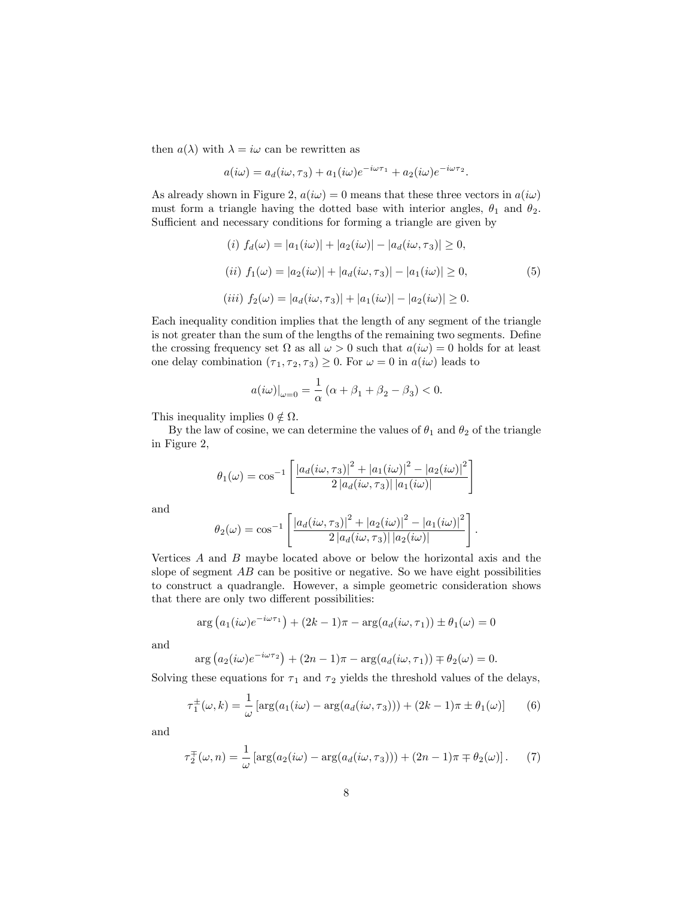then $a(\lambda)$ with $\lambda = i\omega$ can be rewritten as

$$a(i\omega) = a_d(i\omega, \tau_3) + a_1(i\omega)e^{-i\omega\tau_1} + a_2(i\omega)e^{-i\omega\tau_2}.$$

As already shown in Figure 2, $a(i\omega) = 0$ means that these three vectors in $a(i\omega)$ must form a triangle having the dotted base with interior angles, $\theta_1$ and $\theta_2$. Sufficient and necessary conditions for forming a triangle are given by

$$\begin{aligned}
&(i)\ f_d(\omega) = |a_1(i\omega)| + |a_2(i\omega)| - |a_d(i\omega, \tau_3)| \geq 0, \\
&(ii)\ f_1(\omega) = |a_2(i\omega)| + |a_d(i\omega, \tau_3)| - |a_1(i\omega)| \geq 0, \\
&(iii)\ f_2(\omega) = |a_d(i\omega, \tau_3)| + |a_1(i\omega)| - |a_2(i\omega)| \geq 0.
\end{aligned} \tag{5}$$

Each inequality condition implies that the length of any segment of the triangle is not greater than the sum of the lengths of the remaining two segments. Define the crossing frequency set $\Omega$ as all $\omega > 0$ such that $a(i\omega) = 0$ holds for at least one delay combination $(\tau_1, \tau_2, \tau_3) \geq 0$. For $\omega = 0$ in $a(i\omega)$ leads to

$$a(i\omega)|_{\omega=0} = \frac{1}{\alpha}\left(\alpha + \beta_1 + \beta_2 - \beta_3\right) < 0.$$

This inequality implies $0 \notin \Omega$.

By the law of cosine, we can determine the values of $\theta_1$ and $\theta_2$ of the triangle in Figure 2,

$$\theta_1(\omega) = \cos^{-1}\left[\frac{|a_d(i\omega, \tau_3)|^2 + |a_1(i\omega)|^2 - |a_2(i\omega)|^2}{2\,|a_d(i\omega, \tau_3)|\,|a_1(i\omega)|}\right]$$

and

$$\theta_2(\omega) = \cos^{-1}\left[\frac{|a_d(i\omega, \tau_3)|^2 + |a_2(i\omega)|^2 - |a_1(i\omega)|^2}{2\,|a_d(i\omega, \tau_3)|\,|a_2(i\omega)|}\right].$$

Vertices $A$ and $B$ maybe located above or below the horizontal axis and the slope of segment $AB$ can be positive or negative. So we have eight possibilities to construct a quadrangle. However, a simple geometric consideration shows that there are only two different possibilities:

$$\arg\left(a_1(i\omega)e^{-i\omega\tau_1}\right) + (2k-1)\pi - \arg(a_d(i\omega, \tau_1)) \pm \theta_1(\omega) = 0$$

and

$$\arg\left(a_2(i\omega)e^{-i\omega\tau_2}\right) + (2n-1)\pi - \arg(a_d(i\omega, \tau_1)) \mp \theta_2(\omega) = 0.$$

Solving these equations for $\tau_1$ and $\tau_2$ yields the threshold values of the delays,

$$\tau_1^{\pm}(\omega, k) = \frac{1}{\omega}\left[\arg(a_1(i\omega) - \arg(a_d(i\omega, \tau_3))) + (2k-1)\pi \pm \theta_1(\omega)\right] \tag{6}$$

and

$$\tau_2^{\mp}(\omega, n) = \frac{1}{\omega}\left[\arg(a_2(i\omega) - \arg(a_d(i\omega, \tau_3))) + (2n-1)\pi \mp \theta_2(\omega)\right]. \tag{7}$$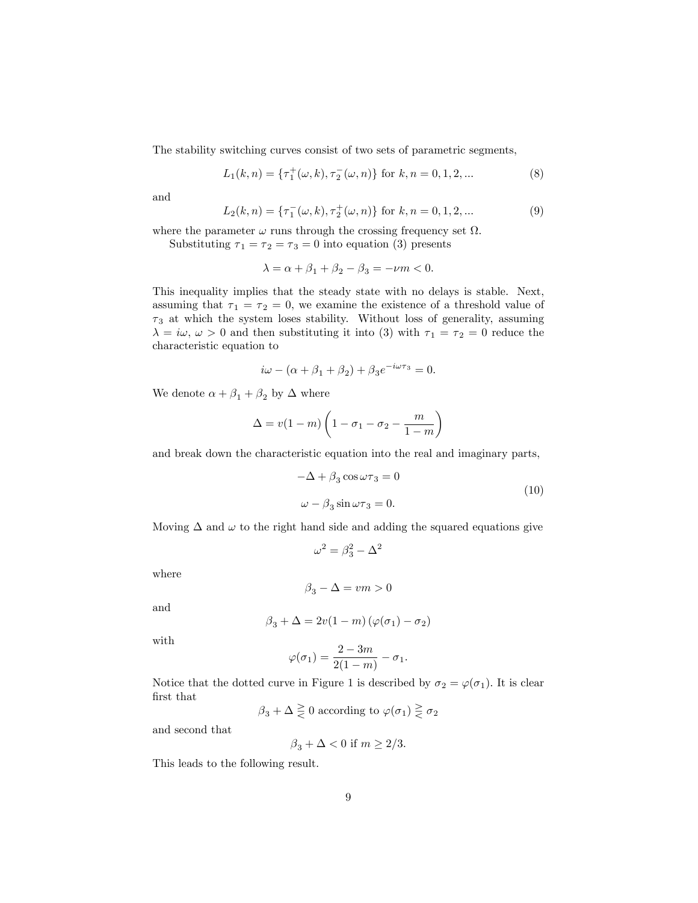The stability switching curves consist of two sets of parametric segments,

$$L_1(k,n) = \{\tau_1^+(\omega,k), \tau_2^-(\omega,n)\} \text{ for } k,n = 0,1,2,... \tag{8}$$

and

$$L_2(k,n) = \{\tau_1^-(\omega,k), \tau_2^+(\omega,n)\} \text{ for } k,n = 0,1,2,... \tag{9}$$

where the parameter $\omega$ runs through the crossing frequency set $\Omega$.

Substituting $\tau_1 = \tau_2 = \tau_3 = 0$ into equation (3) presents

$$\lambda = \alpha + \beta_1 + \beta_2 - \beta_3 = -\nu m < 0.$$

This inequality implies that the steady state with no delays is stable. Next, assuming that $\tau_1 = \tau_2 = 0$, we examine the existence of a threshold value of $\tau_3$ at which the system loses stability. Without loss of generality, assuming $\lambda = i\omega$, $\omega > 0$ and then substituting it into (3) with $\tau_1 = \tau_2 = 0$ reduce the characteristic equation to

$$i\omega - (\alpha + \beta_1 + \beta_2) + \beta_3 e^{-i\omega\tau_3} = 0.$$

We denote $\alpha + \beta_1 + \beta_2$ by $\Delta$ where

$$\Delta = v(1-m)\left(1 - \sigma_1 - \sigma_2 - \frac{m}{1-m}\right)$$

and break down the characteristic equation into the real and imaginary parts,

$$\begin{aligned} -\Delta + \beta_3 \cos \omega\tau_3 &= 0 \\ \omega - \beta_3 \sin \omega\tau_3 &= 0. \end{aligned} \tag{10}$$

Moving $\Delta$ and $\omega$ to the right hand side and adding the squared equations give

$$\omega^2 = \beta_3^2 - \Delta^2$$

where

$$\beta_3 - \Delta = vm > 0$$

and

$$\beta_3 + \Delta = 2v(1-m)\left(\varphi(\sigma_1) - \sigma_2\right)$$

with

$$\varphi(\sigma_1) = \frac{2-3m}{2(1-m)} - \sigma_1.$$

Notice that the dotted curve in Figure 1 is described by $\sigma_2 = \varphi(\sigma_1)$. It is clear first that

$$\beta_3 + \Delta \gtreqless 0 \text{ according to } \varphi(\sigma_1) \gtreqless \sigma_2$$

and second that

$$\beta_3 + \Delta < 0 \text{ if } m \geq 2/3.$$

This leads to the following result.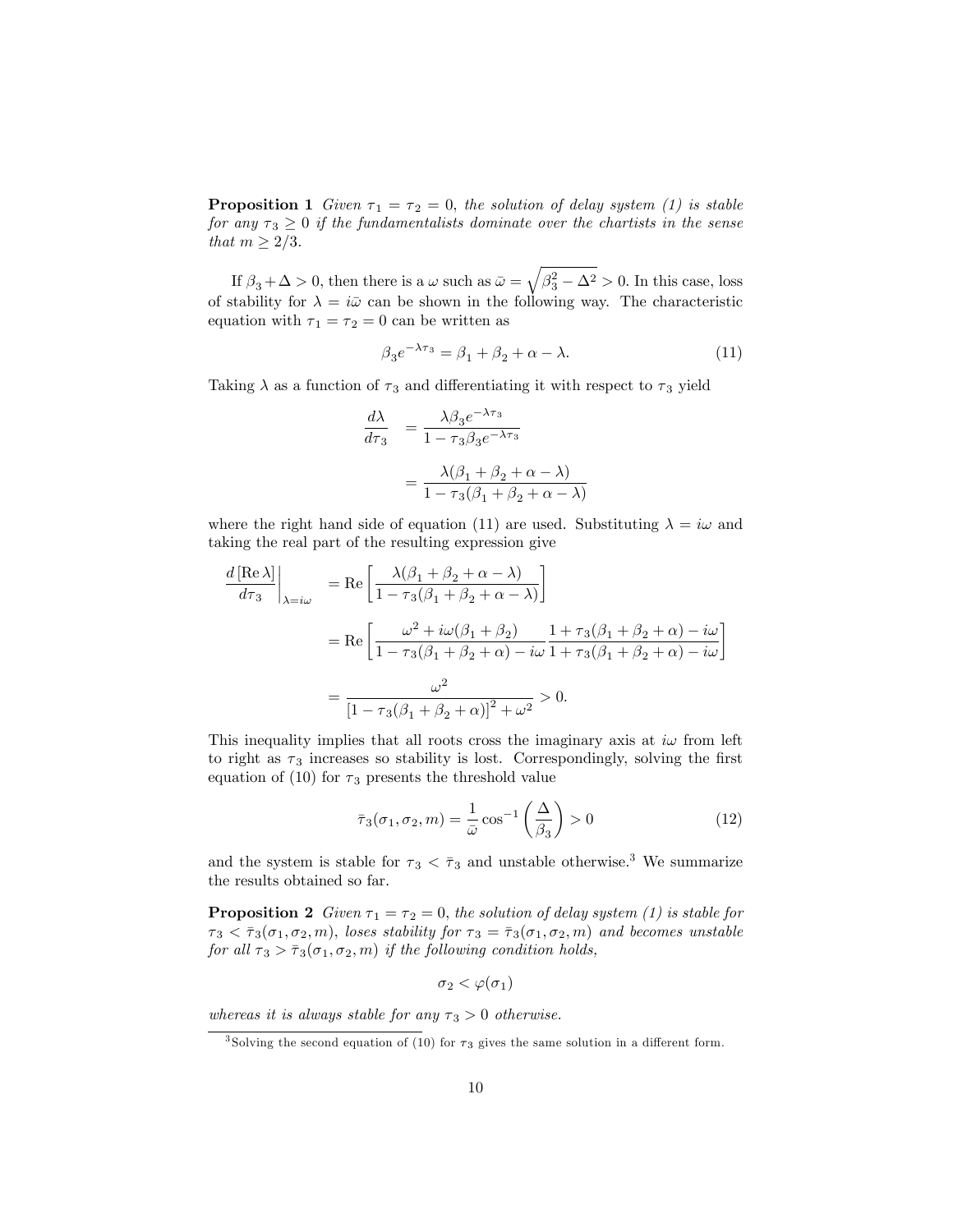**Proposition 1** *Given $\tau_1 = \tau_2 = 0$, the solution of delay system (1) is stable for any $\tau_3 \geq 0$ if the fundamentalists dominate over the chartists in the sense that $m \geq 2/3$.*

If $\beta_3 + \Delta > 0$, then there is a $\omega$ such as $\bar{\omega} = \sqrt{\beta_3^2 - \Delta^2} > 0$. In this case, loss of stability for $\lambda = i\bar{\omega}$ can be shown in the following way. The characteristic equation with $\tau_1 = \tau_2 = 0$ can be written as

$$\beta_3 e^{-\lambda\tau_3} = \beta_1 + \beta_2 + \alpha - \lambda. \tag{11}$$

Taking $\lambda$ as a function of $\tau_3$ and differentiating it with respect to $\tau_3$ yield

$$\begin{aligned}
\frac{d\lambda}{d\tau_3} &= \frac{\lambda\beta_3 e^{-\lambda\tau_3}}{1 - \tau_3\beta_3 e^{-\lambda\tau_3}} \\
&= \frac{\lambda(\beta_1 + \beta_2 + \alpha - \lambda)}{1 - \tau_3(\beta_1 + \beta_2 + \alpha - \lambda)}
\end{aligned}$$

where the right hand side of equation (11) are used. Substituting $\lambda = i\omega$ and taking the real part of the resulting expression give

$$\begin{aligned}
\left.\frac{d\left[\operatorname{Re}\lambda\right]}{d\tau_3}\right|_{\lambda=i\omega} &= \operatorname{Re}\left[\frac{\lambda(\beta_1 + \beta_2 + \alpha - \lambda)}{1 - \tau_3(\beta_1 + \beta_2 + \alpha - \lambda)}\right] \\
&= \operatorname{Re}\left[\frac{\omega^2 + i\omega(\beta_1 + \beta_2)}{1 - \tau_3(\beta_1 + \beta_2 + \alpha) - i\omega}\frac{1 + \tau_3(\beta_1 + \beta_2 + \alpha) - i\omega}{1 + \tau_3(\beta_1 + \beta_2 + \alpha) - i\omega}\right] \\
&= \frac{\omega^2}{\left[1 - \tau_3(\beta_1 + \beta_2 + \alpha)\right]^2 + \omega^2} > 0.
\end{aligned}$$

This inequality implies that all roots cross the imaginary axis at $i\omega$ from left to right as $\tau_3$ increases so stability is lost. Correspondingly, solving the first equation of (10) for $\tau_3$ presents the threshold value

$$\bar{\tau}_3(\sigma_1, \sigma_2, m) = \frac{1}{\bar{\omega}}\cos^{-1}\left(\frac{\Delta}{\beta_3}\right) > 0 \tag{12}$$

and the system is stable for $\tau_3 < \bar{\tau}_3$ and unstable otherwise.[3] We summarize the results obtained so far.

**Proposition 2** *Given $\tau_1 = \tau_2 = 0$, the solution of delay system (1) is stable for $\tau_3 < \bar{\tau}_3(\sigma_1, \sigma_2, m)$, loses stability for $\tau_3 = \bar{\tau}_3(\sigma_1, \sigma_2, m)$ and becomes unstable for all $\tau_3 > \bar{\tau}_3(\sigma_1, \sigma_2, m)$ if the following condition holds,*

$$\sigma_2 < \varphi(\sigma_1)$$

*whereas it is always stable for any $\tau_3 > 0$ otherwise.*

[3] Solving the second equation of (10) for $\tau_3$ gives the same solution in a different form.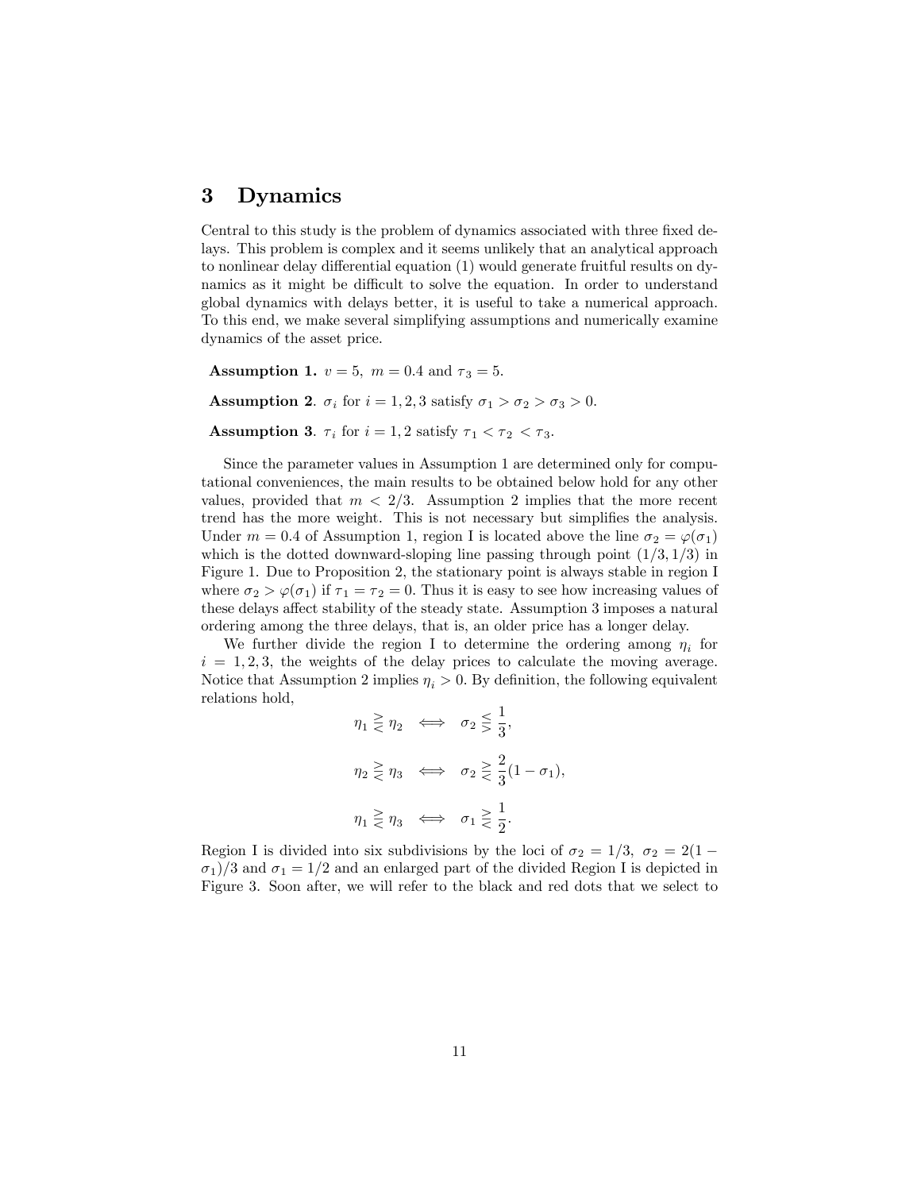## 3 Dynamics

Central to this study is the problem of dynamics associated with three fixed delays. This problem is complex and it seems unlikely that an analytical approach to nonlinear delay differential equation (1) would generate fruitful results on dynamics as it might be difficult to solve the equation. In order to understand global dynamics with delays better, it is useful to take a numerical approach. To this end, we make several simplifying assumptions and numerically examine dynamics of the asset price.

**Assumption 1.** $v = 5,\ m = 0.4$ and $\tau_3 = 5$.

**Assumption 2**. $\sigma_i$ for $i = 1, 2, 3$ satisfy $\sigma_1 > \sigma_2 > \sigma_3 > 0$.

**Assumption 3**. $\tau_i$ for $i = 1, 2$ satisfy $\tau_1 < \tau_2 < \tau_3$.

Since the parameter values in Assumption 1 are determined only for computational conveniences, the main results to be obtained below hold for any other values, provided that $m < 2/3$. Assumption 2 implies that the more recent trend has the more weight. This is not necessary but simplifies the analysis. Under $m = 0.4$ of Assumption 1, region I is located above the line $\sigma_2 = \varphi(\sigma_1)$ which is the dotted downward-sloping line passing through point $(1/3, 1/3)$ in Figure 1. Due to Proposition 2, the stationary point is always stable in region I where $\sigma_2 > \varphi(\sigma_1)$ if $\tau_1 = \tau_2 = 0$. Thus it is easy to see how increasing values of these delays affect stability of the steady state. Assumption 3 imposes a natural ordering among the three delays, that is, an older price has a longer delay.

We further divide the region I to determine the ordering among $\eta_i$ for $i = 1, 2, 3$, the weights of the delay prices to calculate the moving average. Notice that Assumption 2 implies $\eta_i > 0$. By definition, the following equivalent relations hold,

$$\eta_1 \gtreqless \eta_2 \iff \sigma_2 \lesseqgtr \frac{1}{3},$$

$$\eta_2 \gtreqless \eta_3 \iff \sigma_2 \gtreqless \frac{2}{3}(1 - \sigma_1),$$

$$\eta_1 \gtreqless \eta_3 \iff \sigma_1 \gtreqless \frac{1}{2}.$$

Region I is divided into six subdivisions by the loci of $\sigma_2 = 1/3$, $\sigma_2 = 2(1 - \sigma_1)/3$ and $\sigma_1 = 1/2$ and an enlarged part of the divided Region I is depicted in Figure 3. Soon after, we will refer to the black and red dots that we select to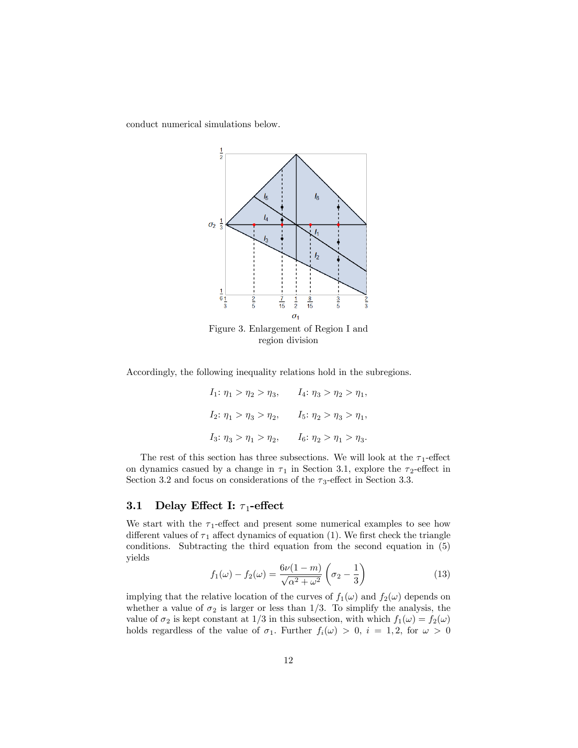conduct numerical simulations below.

Figure 3. Enlargement of Region I and region division

Accordingly, the following inequality relations hold in the subregions.

$$
\begin{aligned}
&I_1\colon \eta_1 > \eta_2 > \eta_3, \qquad && I_4\colon \eta_3 > \eta_2 > \eta_1,\\
&I_2\colon \eta_1 > \eta_3 > \eta_2, \qquad && I_5\colon \eta_2 > \eta_3 > \eta_1,\\
&I_3\colon \eta_3 > \eta_1 > \eta_2, \qquad && I_6\colon \eta_2 > \eta_1 > \eta_3.
\end{aligned}
$$

The rest of this section has three subsections. We will look at the $\tau_1$-effect on dynamics casued by a change in $\tau_1$ in Section 3.1, explore the $\tau_2$-effect in Section 3.2 and focus on considerations of the $\tau_3$-effect in Section 3.3.

## 3.1 Delay Effect I: $\tau_1$-effect

We start with the $\tau_1$-effect and present some numerical examples to see how different values of $\tau_1$ affect dynamics of equation (1). We first check the triangle conditions. Subtracting the third equation from the second equation in (5) yields

$$
f_1(\omega) - f_2(\omega) = \frac{6\nu(1-m)}{\sqrt{\alpha^2+\omega^2}}\left(\sigma_2 - \frac{1}{3}\right) \tag{13}
$$

implying that the relative location of the curves of $f_1(\omega)$ and $f_2(\omega)$ depends on whether a value of $\sigma_2$ is larger or less than $1/3$. To simplify the analysis, the value of $\sigma_2$ is kept constant at $1/3$ in this subsection, with which $f_1(\omega) = f_2(\omega)$ holds regardless of the value of $\sigma_1$. Further $f_i(\omega) > 0$, $i = 1, 2$, for $\omega > 0$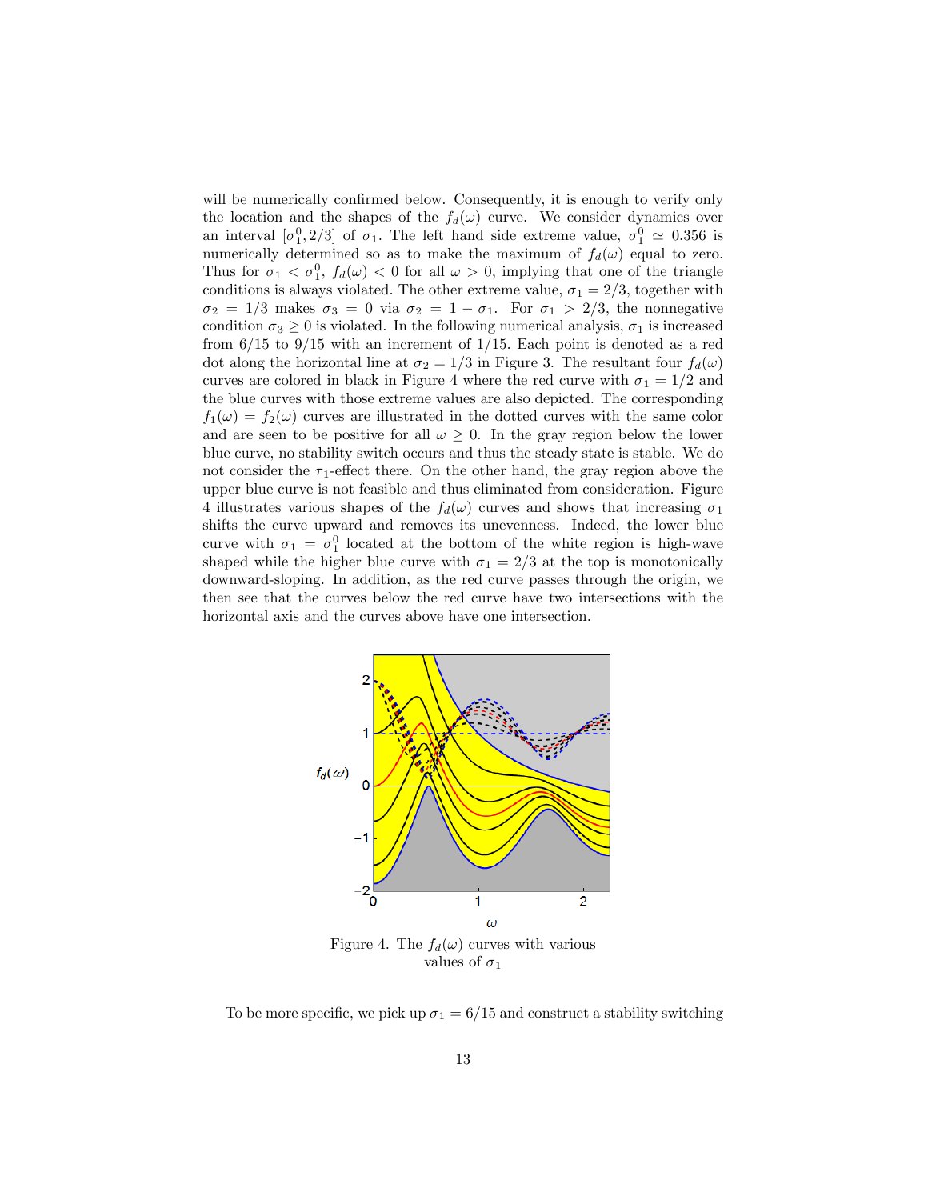will be numerically confirmed below. Consequently, it is enough to verify only the location and the shapes of the $f_d(\omega)$ curve. We consider dynamics over an interval $[\sigma_1^0, 2/3]$ of $\sigma_1$. The left hand side extreme value, $\sigma_1^0 \simeq 0.356$ is numerically determined so as to make the maximum of $f_d(\omega)$ equal to zero. Thus for $\sigma_1 < \sigma_1^0$, $f_d(\omega) < 0$ for all $\omega > 0$, implying that one of the triangle conditions is always violated. The other extreme value, $\sigma_1 = 2/3$, together with $\sigma_2 = 1/3$ makes $\sigma_3 = 0$ via $\sigma_2 = 1 - \sigma_1$. For $\sigma_1 > 2/3$, the nonnegative condition $\sigma_3 \geq 0$ is violated. In the following numerical analysis, $\sigma_1$ is increased from 6/15 to 9/15 with an increment of 1/15. Each point is denoted as a red dot along the horizontal line at $\sigma_2 = 1/3$ in Figure 3. The resultant four $f_d(\omega)$ curves are colored in black in Figure 4 where the red curve with $\sigma_1 = 1/2$ and the blue curves with those extreme values are also depicted. The corresponding $f_1(\omega) = f_2(\omega)$ curves are illustrated in the dotted curves with the same color and are seen to be positive for all $\omega \geq 0$. In the gray region below the lower blue curve, no stability switch occurs and thus the steady state is stable. We do not consider the $\tau_1$-effect there. On the other hand, the gray region above the upper blue curve is not feasible and thus eliminated from consideration. Figure 4 illustrates various shapes of the $f_d(\omega)$ curves and shows that increasing $\sigma_1$ shifts the curve upward and removes its unevenness. Indeed, the lower blue curve with $\sigma_1 = \sigma_1^0$ located at the bottom of the white region is high-wave shaped while the higher blue curve with $\sigma_1 = 2/3$ at the top is monotonically downward-sloping. In addition, as the red curve passes through the origin, we then see that the curves below the red curve have two intersections with the horizontal axis and the curves above have one intersection.

Figure 4. The $f_d(\omega)$ curves with various values of $\sigma_1$

To be more specific, we pick up $\sigma_1 = 6/15$ and construct a stability switching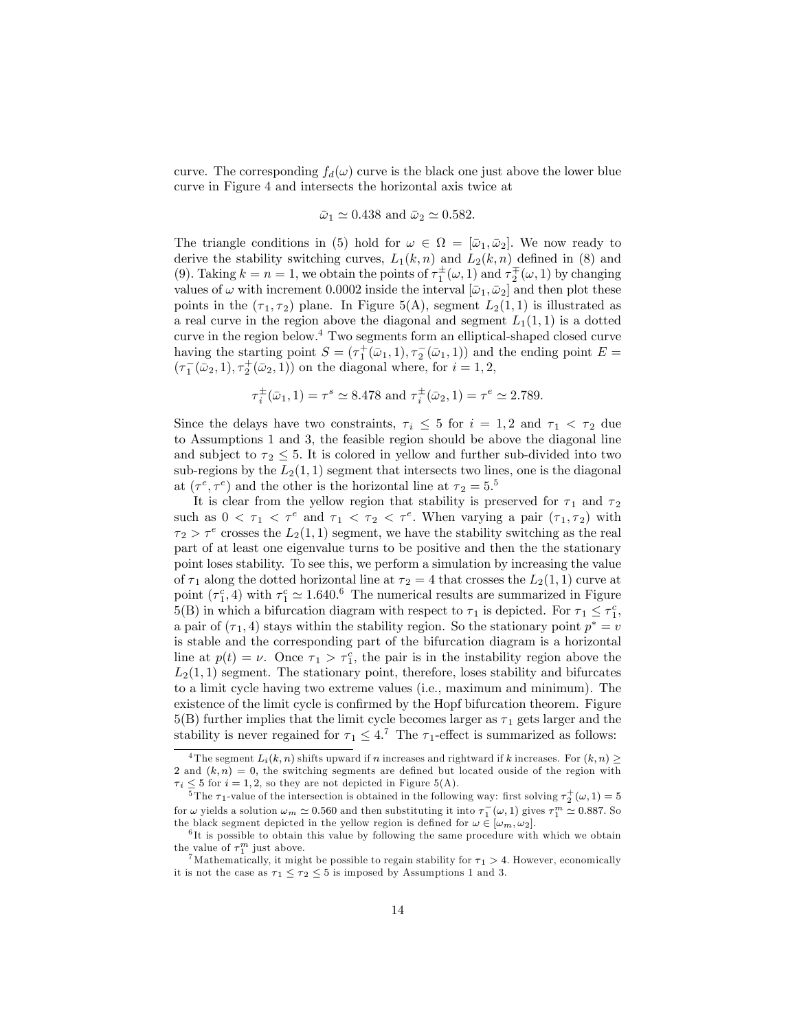curve. The corresponding $f_d(\omega)$ curve is the black one just above the lower blue curve in Figure 4 and intersects the horizontal axis twice at

$$\bar{\omega}_1 \simeq 0.438 \text{ and } \bar{\omega}_2 \simeq 0.582.$$

The triangle conditions in (5) hold for $\omega \in \Omega = [\bar{\omega}_1, \bar{\omega}_2]$. We now ready to derive the stability switching curves, $L_1(k,n)$ and $L_2(k,n)$ defined in (8) and (9). Taking $k = n = 1$, we obtain the points of $\tau_1^{\pm}(\omega, 1)$ and $\tau_2^{\mp}(\omega, 1)$ by changing values of $\omega$ with increment 0.0002 inside the interval $[\bar{\omega}_1, \bar{\omega}_2]$ and then plot these points in the $(\tau_1, \tau_2)$ plane. In Figure 5(A), segment $L_2(1,1)$ is illustrated as a real curve in the region above the diagonal and segment $L_1(1,1)$ is a dotted curve in the region below.[4] Two segments form an elliptical-shaped closed curve having the starting point $S = (\tau_1^+(\bar{\omega}_1, 1), \tau_2^-(\bar{\omega}_1, 1))$ and the ending point $E = (\tau_1^-(\bar{\omega}_2, 1), \tau_2^+(\bar{\omega}_2, 1))$ on the diagonal where, for $i = 1, 2$,

$$\tau_i^{\pm}(\bar{\omega}_1, 1) = \tau^s \simeq 8.478 \text{ and } \tau_i^{\pm}(\bar{\omega}_2, 1) = \tau^e \simeq 2.789.$$

Since the delays have two constraints, $\tau_i \leq 5$ for $i = 1, 2$ and $\tau_1 < \tau_2$ due to Assumptions 1 and 3, the feasible region should be above the diagonal line and subject to $\tau_2 \leq 5$. It is colored in yellow and further sub-divided into two sub-regions by the $L_2(1,1)$ segment that intersects two lines, one is the diagonal at $(\tau^e, \tau^e)$ and the other is the horizontal line at $\tau_2 = 5$.[5]

It is clear from the yellow region that stability is preserved for $\tau_1$ and $\tau_2$ such as $0 < \tau_1 < \tau^e$ and $\tau_1 < \tau_2 < \tau^e$. When varying a pair $(\tau_1, \tau_2)$ with $\tau_2 > \tau^e$ crosses the $L_2(1,1)$ segment, we have the stability switching as the real part of at least one eigenvalue turns to be positive and then the the stationary point loses stability. To see this, we perform a simulation by increasing the value of $\tau_1$ along the dotted horizontal line at $\tau_2 = 4$ that crosses the $L_2(1,1)$ curve at point $(\tau_1^c, 4)$ with $\tau_1^c \simeq 1.640$.[6] The numerical results are summarized in Figure 5(B) in which a bifurcation diagram with respect to $\tau_1$ is depicted. For $\tau_1 \leq \tau_1^c$, a pair of $(\tau_1, 4)$ stays within the stability region. So the stationary point $p^* = v$ is stable and the corresponding part of the bifurcation diagram is a horizontal line at $p(t) = \nu$. Once $\tau_1 > \tau_1^c$, the pair is in the instability region above the $L_2(1,1)$ segment. The stationary point, therefore, loses stability and bifurcates to a limit cycle having two extreme values (i.e., maximum and minimum). The existence of the limit cycle is confirmed by the Hopf bifurcation theorem. Figure 5(B) further implies that the limit cycle becomes larger as $\tau_1$ gets larger and the stability is never regained for $\tau_1 \leq 4$.[7] The $\tau_1$-effect is summarized as follows:

---

[4] The segment $L_i(k,n)$ shifts upward if $n$ increases and rightward if $k$ increases. For $(k,n) \geq 2$ and $(k,n) = 0$, the switching segments are defined but located ouside of the region with $\tau_i \leq 5$ for $i = 1, 2$, so they are not depicted in Figure 5(A).

[5] The $\tau_1$-value of the intersection is obtained in the following way: first solving $\tau_2^+(\omega, 1) = 5$ for $\omega$ yields a solution $\omega_m \simeq 0.560$ and then substituting it into $\tau_1^-(\omega, 1)$ gives $\tau_1^m \simeq 0.887$. So the black segment depicted in the yellow region is defined for $\omega \in [\omega_m, \omega_2]$.

[6] It is possible to obtain this value by following the same procedure with which we obtain the value of $\tau_1^m$ just above.

[7] Mathematically, it might be possible to regain stability for $\tau_1 > 4$. However, economically it is not the case as $\tau_1 \leq \tau_2 \leq 5$ is imposed by Assumptions 1 and 3.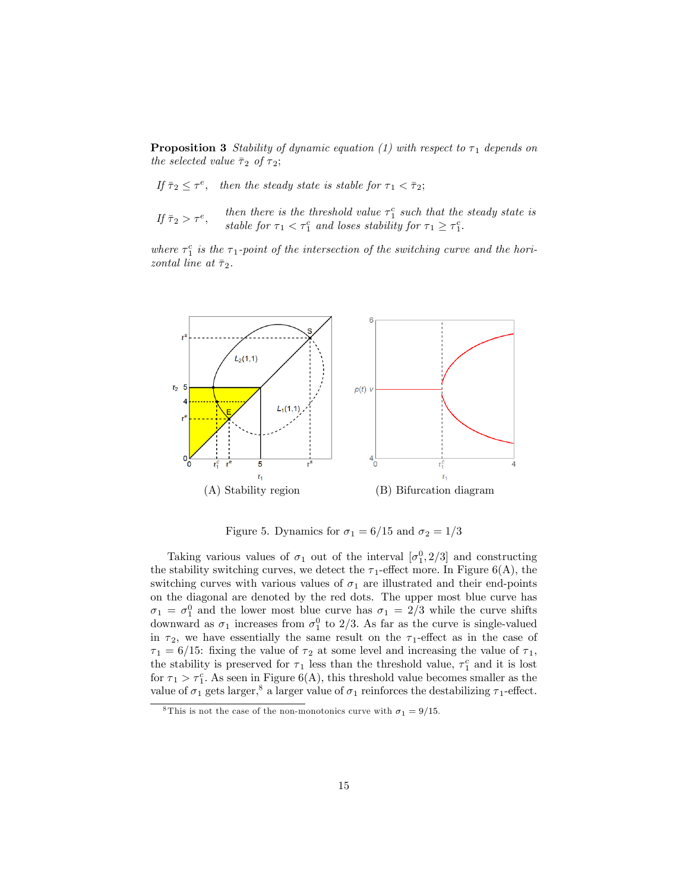**Proposition 3** *Stability of dynamic equation (1) with respect to $\tau_1$ depends on the selected value $\bar{\tau}_2$ of $\tau_2$;*

*If $\bar{\tau}_2 \leq \tau^e$, then the steady state is stable for $\tau_1 < \bar{\tau}_2$;*

*If $\bar{\tau}_2 > \tau^e$, then there is the threshold value $\tau_1^c$ such that the steady state is stable for $\tau_1 < \tau_1^c$ and loses stability for $\tau_1 \geq \tau_1^c$.*

*where $\tau_1^c$ is the $\tau_1$-point of the intersection of the switching curve and the horizontal line at $\bar{\tau}_2$.*

(A) Stability region (B) Bifurcation diagram

Figure 5. Dynamics for $\sigma_1 = 6/15$ and $\sigma_2 = 1/3$

Taking various values of $\sigma_1$ out of the interval $[\sigma_1^0, 2/3]$ and constructing the stability switching curves, we detect the $\tau_1$-effect more. In Figure 6(A), the switching curves with various values of $\sigma_1$ are illustrated and their end-points on the diagonal are denoted by the red dots. The upper most blue curve has $\sigma_1 = \sigma_1^0$ and the lower most blue curve has $\sigma_1 = 2/3$ while the curve shifts downward as $\sigma_1$ increases from $\sigma_1^0$ to $2/3$. As far as the curve is single-valued in $\tau_2$, we have essentially the same result on the $\tau_1$-effect as in the case of $\tau_1 = 6/15$: fixing the value of $\tau_2$ at some level and increasing the value of $\tau_1$, the stability is preserved for $\tau_1$ less than the threshold value, $\tau_1^c$ and it is lost for $\tau_1 > \tau_1^c$. As seen in Figure 6(A), this threshold value becomes smaller as the value of $\sigma_1$ gets larger,[8] a larger value of $\sigma_1$ reinforces the destabilizing $\tau_1$-effect.

[8] This is not the case of the non-monotonics curve with $\sigma_1 = 9/15$.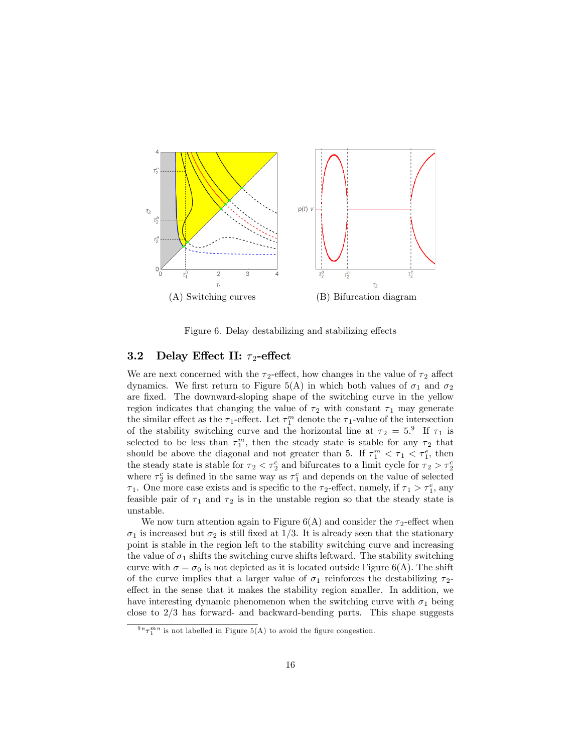(A) Switching curves

(B) Bifurcation diagram

Figure 6. Delay destabilizing and stabilizing effects

### 3.2 Delay Effect II: $\tau_2$-effect

We are next concerned with the $\tau_2$-effect, how changes in the value of $\tau_2$ affect dynamics. We first return to Figure 5(A) in which both values of $\sigma_1$ and $\sigma_2$ are fixed. The downward-sloping shape of the switching curve in the yellow region indicates that changing the value of $\tau_2$ with constant $\tau_1$ may generate the similar effect as the $\tau_1$-effect. Let $\tau_1^m$ denote the $\tau_1$-value of the intersection of the stability switching curve and the horizontal line at $\tau_2 = 5$.[9] If $\tau_1$ is selected to be less than $\tau_1^m$, then the steady state is stable for any $\tau_2$ that should be above the diagonal and not greater than 5. If $\tau_1^m < \tau_1 < \tau_1^e$, then the steady state is stable for $\tau_2 < \tau_2^c$ and bifurcates to a limit cycle for $\tau_2 > \tau_2^c$ where $\tau_2^c$ is defined in the same way as $\tau_1^c$ and depends on the value of selected $\tau_1$. One more case exists and is specific to the $\tau_2$-effect, namely, if $\tau_1 > \tau_1^e$, any feasible pair of $\tau_1$ and $\tau_2$ is in the unstable region so that the steady state is unstable.

We now turn attention again to Figure 6(A) and consider the $\tau_2$-effect when $\sigma_1$ is increased but $\sigma_2$ is still fixed at $1/3$. It is already seen that the stationary point is stable in the region left to the stability switching curve and increasing the value of $\sigma_1$ shifts the switching curve shifts leftward. The stability switching curve with $\sigma = \sigma_0$ is not depicted as it is located outside Figure 6(A). The shift of the curve implies that a larger value of $\sigma_1$ reinforces the destabilizing $\tau_2$-effect in the sense that it makes the stability region smaller. In addition, we have interesting dynamic phenomenon when the switching curve with $\sigma_1$ being close to $2/3$ has forward- and backward-bending parts. This shape suggests

[9] "$\tau_1^m$" is not labelled in Figure 5(A) to avoid the figure congestion.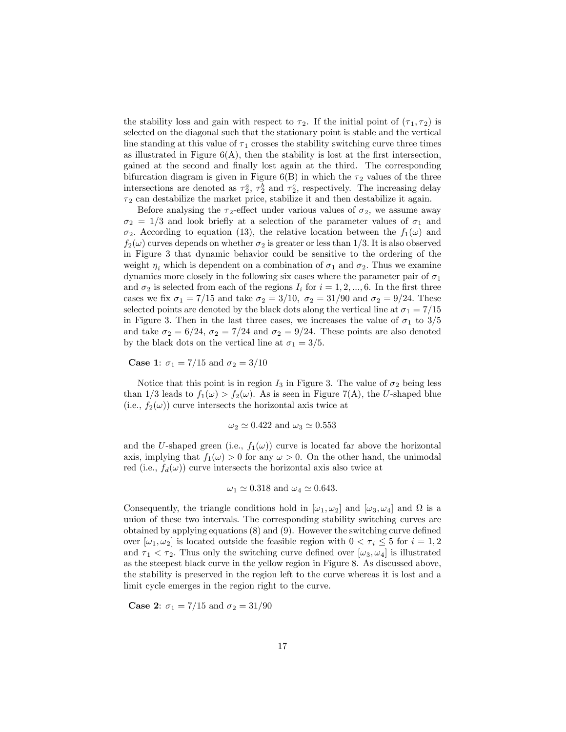the stability loss and gain with respect to $\tau_2$. If the initial point of $(\tau_1, \tau_2)$ is selected on the diagonal such that the stationary point is stable and the vertical line standing at this value of $\tau_1$ crosses the stability switching curve three times as illustrated in Figure 6(A), then the stability is lost at the first intersection, gained at the second and finally lost again at the third. The corresponding bifurcation diagram is given in Figure 6(B) in which the $\tau_2$ values of the three intersections are denoted as $\tau_2^a$, $\tau_2^b$ and $\tau_2^c$, respectively. The increasing delay $\tau_2$ can destabilize the market price, stabilize it and then destabilize it again.

Before analysing the $\tau_2$-effect under various values of $\sigma_2$, we assume away $\sigma_2 = 1/3$ and look briefly at a selection of the parameter values of $\sigma_1$ and $\sigma_2$. According to equation (13), the relative location between the $f_1(\omega)$ and $f_2(\omega)$ curves depends on whether $\sigma_2$ is greater or less than 1/3. It is also observed in Figure 3 that dynamic behavior could be sensitive to the ordering of the weight $\eta_i$ which is dependent on a combination of $\sigma_1$ and $\sigma_2$. Thus we examine dynamics more closely in the following six cases where the parameter pair of $\sigma_1$ and $\sigma_2$ is selected from each of the regions $I_i$ for $i = 1, 2, ..., 6$. In the first three cases we fix $\sigma_1 = 7/15$ and take $\sigma_2 = 3/10$, $\sigma_2 = 31/90$ and $\sigma_2 = 9/24$. These selected points are denoted by the black dots along the vertical line at $\sigma_1 = 7/15$ in Figure 3. Then in the last three cases, we increases the value of $\sigma_1$ to 3/5 and take $\sigma_2 = 6/24$, $\sigma_2 = 7/24$ and $\sigma_2 = 9/24$. These points are also denoted by the black dots on the vertical line at $\sigma_1 = 3/5$.

**Case 1**: $\sigma_1 = 7/15$ and $\sigma_2 = 3/10$

Notice that this point is in region $I_3$ in Figure 3. The value of $\sigma_2$ being less than 1/3 leads to $f_1(\omega) > f_2(\omega)$. As is seen in Figure 7(A), the $U$-shaped blue (i.e., $f_2(\omega)$) curve intersects the horizontal axis twice at

$$\omega_2 \simeq 0.422 \text{ and } \omega_3 \simeq 0.553$$

and the $U$-shaped green (i.e., $f_1(\omega)$) curve is located far above the horizontal axis, implying that $f_1(\omega) > 0$ for any $\omega > 0$. On the other hand, the unimodal red (i.e., $f_d(\omega)$) curve intersects the horizontal axis also twice at

$$\omega_1 \simeq 0.318 \text{ and } \omega_4 \simeq 0.643.$$

Consequently, the triangle conditions hold in $[\omega_1, \omega_2]$ and $[\omega_3, \omega_4]$ and $\Omega$ is a union of these two intervals. The corresponding stability switching curves are obtained by applying equations (8) and (9). However the switching curve defined over $[\omega_1, \omega_2]$ is located outside the feasible region with $0 < \tau_i \leq 5$ for $i = 1, 2$ and $\tau_1 < \tau_2$. Thus only the switching curve defined over $[\omega_3, \omega_4]$ is illustrated as the steepest black curve in the yellow region in Figure 8. As discussed above, the stability is preserved in the region left to the curve whereas it is lost and a limit cycle emerges in the region right to the curve.

**Case 2**: $\sigma_1 = 7/15$ and $\sigma_2 = 31/90$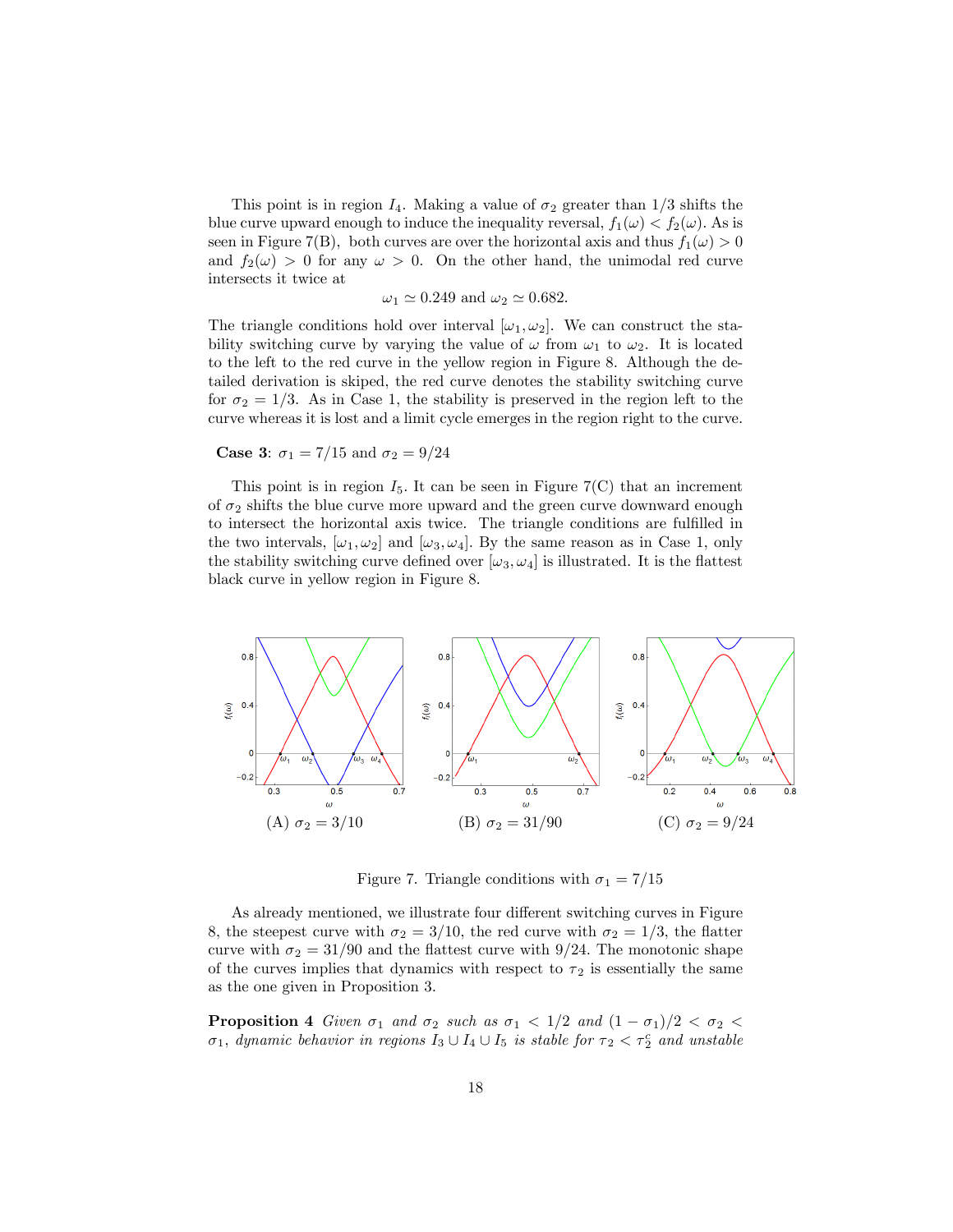This point is in region $I_4$. Making a value of $\sigma_2$ greater than 1/3 shifts the blue curve upward enough to induce the inequality reversal, $f_1(\omega) < f_2(\omega)$. As is seen in Figure 7(B), both curves are over the horizontal axis and thus $f_1(\omega) > 0$ and $f_2(\omega) > 0$ for any $\omega > 0$. On the other hand, the unimodal red curve intersects it twice at

$$\omega_1 \simeq 0.249 \text{ and } \omega_2 \simeq 0.682.$$

The triangle conditions hold over interval $[\omega_1, \omega_2]$. We can construct the stability switching curve by varying the value of $\omega$ from $\omega_1$ to $\omega_2$. It is located to the left to the red curve in the yellow region in Figure 8. Although the detailed derivation is skiped, the red curve denotes the stability switching curve for $\sigma_2 = 1/3$. As in Case 1, the stability is preserved in the region left to the curve whereas it is lost and a limit cycle emerges in the region right to the curve.

**Case 3**: $\sigma_1 = 7/15$ and $\sigma_2 = 9/24$

This point is in region $I_5$. It can be seen in Figure 7(C) that an increment of $\sigma_2$ shifts the blue curve more upward and the green curve downward enough to intersect the horizontal axis twice. The triangle conditions are fulfilled in the two intervals, $[\omega_1, \omega_2]$ and $[\omega_3, \omega_4]$. By the same reason as in Case 1, only the stability switching curve defined over $[\omega_3, \omega_4]$ is illustrated. It is the flattest black curve in yellow region in Figure 8.

(A) $\sigma_2 = 3/10$ (B) $\sigma_2 = 31/90$ (C) $\sigma_2 = 9/24$

Figure 7. Triangle conditions with $\sigma_1 = 7/15$

As already mentioned, we illustrate four different switching curves in Figure 8, the steepest curve with $\sigma_2 = 3/10$, the red curve with $\sigma_2 = 1/3$, the flatter curve with $\sigma_2 = 31/90$ and the flattest curve with 9/24. The monotonic shape of the curves implies that dynamics with respect to $\tau_2$ is essentially the same as the one given in Proposition 3.

**Proposition 4** *Given $\sigma_1$ and $\sigma_2$ such as $\sigma_1 < 1/2$ and $(1-\sigma_1)/2 < \sigma_2 < \sigma_1$, dynamic behavior in regions $I_3 \cup I_4 \cup I_5$ is stable for $\tau_2 < \tau_2^c$ and unstable*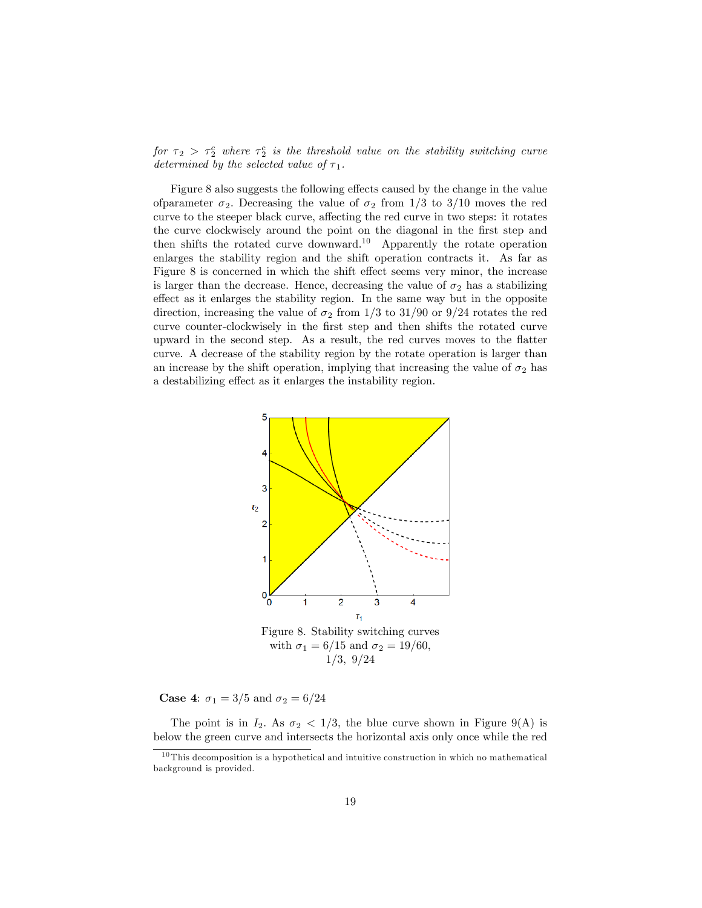*for $\tau_2 > \tau_2^c$ where $\tau_2^c$ is the threshold value on the stability switching curve determined by the selected value of $\tau_1$.*

Figure 8 also suggests the following effects caused by the change in the value ofparameter $\sigma_2$. Decreasing the value of $\sigma_2$ from $1/3$ to $3/10$ moves the red curve to the steeper black curve, affecting the red curve in two steps: it rotates the curve clockwisely around the point on the diagonal in the first step and then shifts the rotated curve downward.[10] Apparently the rotate operation enlarges the stability region and the shift operation contracts it. As far as Figure 8 is concerned in which the shift effect seems very minor, the increase is larger than the decrease. Hence, decreasing the value of $\sigma_2$ has a stabilizing effect as it enlarges the stability region. In the same way but in the opposite direction, increasing the value of $\sigma_2$ from $1/3$ to $31/90$ or $9/24$ rotates the red curve counter-clockwisely in the first step and then shifts the rotated curve upward in the second step. As a result, the red curves moves to the flatter curve. A decrease of the stability region by the rotate operation is larger than an increase by the shift operation, implying that increasing the value of $\sigma_2$ has a destabilizing effect as it enlarges the instability region.

Figure 8. Stability switching curves with $\sigma_1 = 6/15$ and $\sigma_2 = 19/60$, $1/3$, $9/24$

**Case 4**: $\sigma_1 = 3/5$ and $\sigma_2 = 6/24$

The point is in $I_2$. As $\sigma_2 < 1/3$, the blue curve shown in Figure 9(A) is below the green curve and intersects the horizontal axis only once while the red

[10] This decomposition is a hypothetical and intuitive construction in which no mathematical background is provided.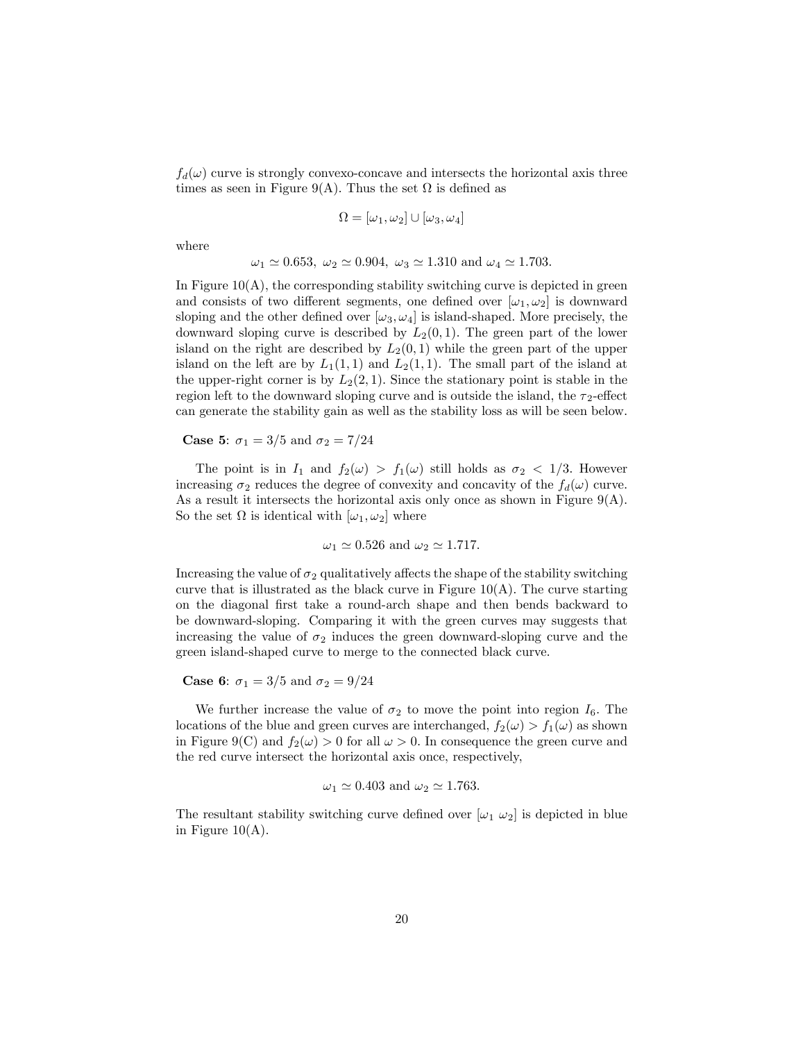$f_d(\omega)$ curve is strongly convexo-concave and intersects the horizontal axis three times as seen in Figure 9(A). Thus the set $\Omega$ is defined as

$$\Omega = [\omega_1, \omega_2] \cup [\omega_3, \omega_4]$$

where

$$\omega_1 \simeq 0.653,\ \omega_2 \simeq 0.904,\ \omega_3 \simeq 1.310 \text{ and } \omega_4 \simeq 1.703.$$

In Figure 10(A), the corresponding stability switching curve is depicted in green and consists of two different segments, one defined over $[\omega_1, \omega_2]$ is downward sloping and the other defined over $[\omega_3, \omega_4]$ is island-shaped. More precisely, the downward sloping curve is described by $L_2(0, 1)$. The green part of the lower island on the right are described by $L_2(0, 1)$ while the green part of the upper island on the left are by $L_1(1, 1)$ and $L_2(1, 1)$. The small part of the island at the upper-right corner is by $L_2(2, 1)$. Since the stationary point is stable in the region left to the downward sloping curve and is outside the island, the $\tau_2$-effect can generate the stability gain as well as the stability loss as will be seen below.

**Case 5**: $\sigma_1 = 3/5$ and $\sigma_2 = 7/24$

The point is in $I_1$ and $f_2(\omega) > f_1(\omega)$ still holds as $\sigma_2 < 1/3$. However increasing $\sigma_2$ reduces the degree of convexity and concavity of the $f_d(\omega)$ curve. As a result it intersects the horizontal axis only once as shown in Figure 9(A). So the set $\Omega$ is identical with $[\omega_1, \omega_2]$ where

$$\omega_1 \simeq 0.526 \text{ and } \omega_2 \simeq 1.717.$$

Increasing the value of $\sigma_2$ qualitatively affects the shape of the stability switching curve that is illustrated as the black curve in Figure 10(A). The curve starting on the diagonal first take a round-arch shape and then bends backward to be downward-sloping. Comparing it with the green curves may suggests that increasing the value of $\sigma_2$ induces the green downward-sloping curve and the green island-shaped curve to merge to the connected black curve.

**Case 6**: $\sigma_1 = 3/5$ and $\sigma_2 = 9/24$

We further increase the value of $\sigma_2$ to move the point into region $I_6$. The locations of the blue and green curves are interchanged, $f_2(\omega) > f_1(\omega)$ as shown in Figure 9(C) and $f_2(\omega) > 0$ for all $\omega > 0$. In consequence the green curve and the red curve intersect the horizontal axis once, respectively,

$$\omega_1 \simeq 0.403 \text{ and } \omega_2 \simeq 1.763.$$

The resultant stability switching curve defined over $[\omega_1\ \omega_2]$ is depicted in blue in Figure 10(A).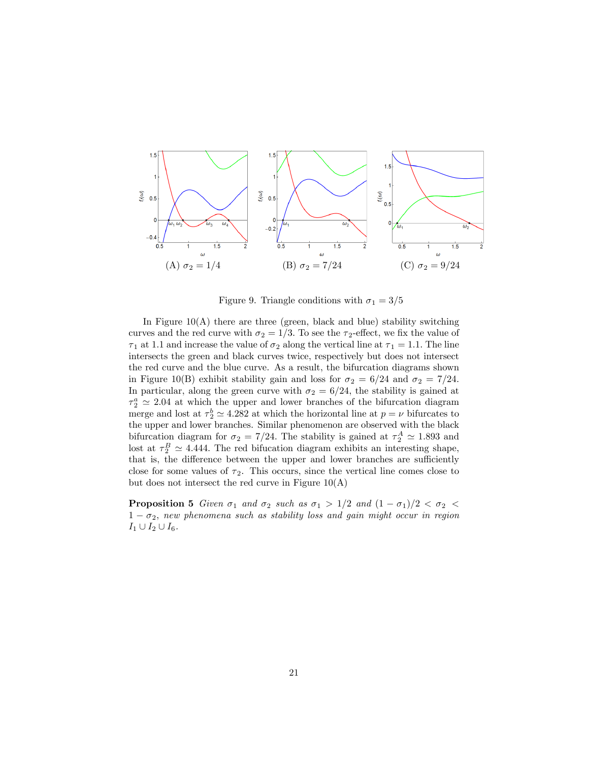(A) $\sigma_2 = 1/4$ (B) $\sigma_2 = 7/24$ (C) $\sigma_2 = 9/24$

Figure 9. Triangle conditions with $\sigma_1 = 3/5$

In Figure 10(A) there are three (green, black and blue) stability switching curves and the red curve with $\sigma_2 = 1/3$. To see the $\tau_2$-effect, we fix the value of $\tau_1$ at 1.1 and increase the value of $\sigma_2$ along the vertical line at $\tau_1 = 1.1$. The line intersects the green and black curves twice, respectively but does not intersect the red curve and the blue curve. As a result, the bifurcation diagrams shown in Figure 10(B) exhibit stability gain and loss for $\sigma_2 = 6/24$ and $\sigma_2 = 7/24$. In particular, along the green curve with $\sigma_2 = 6/24$, the stability is gained at $\tau_2^a \simeq 2.04$ at which the upper and lower branches of the bifurcation diagram merge and lost at $\tau_2^b \simeq 4.282$ at which the horizontal line at $p = \nu$ bifurcates to the upper and lower branches. Similar phenomenon are observed with the black bifurcation diagram for $\sigma_2 = 7/24$. The stability is gained at $\tau_2^A \simeq 1.893$ and lost at $\tau_2^B \simeq 4.444$. The red bifucation diagram exhibits an interesting shape, that is, the difference between the upper and lower branches are sufficiently close for some values of $\tau_2$. This occurs, since the vertical line comes close to but does not intersect the red curve in Figure 10(A)

**Proposition 5** *Given $\sigma_1$ and $\sigma_2$ such as $\sigma_1 > 1/2$ and $(1 - \sigma_1)/2 < \sigma_2 < 1 - \sigma_2$, new phenomena such as stability loss and gain might occur in region $I_1 \cup I_2 \cup I_6$.*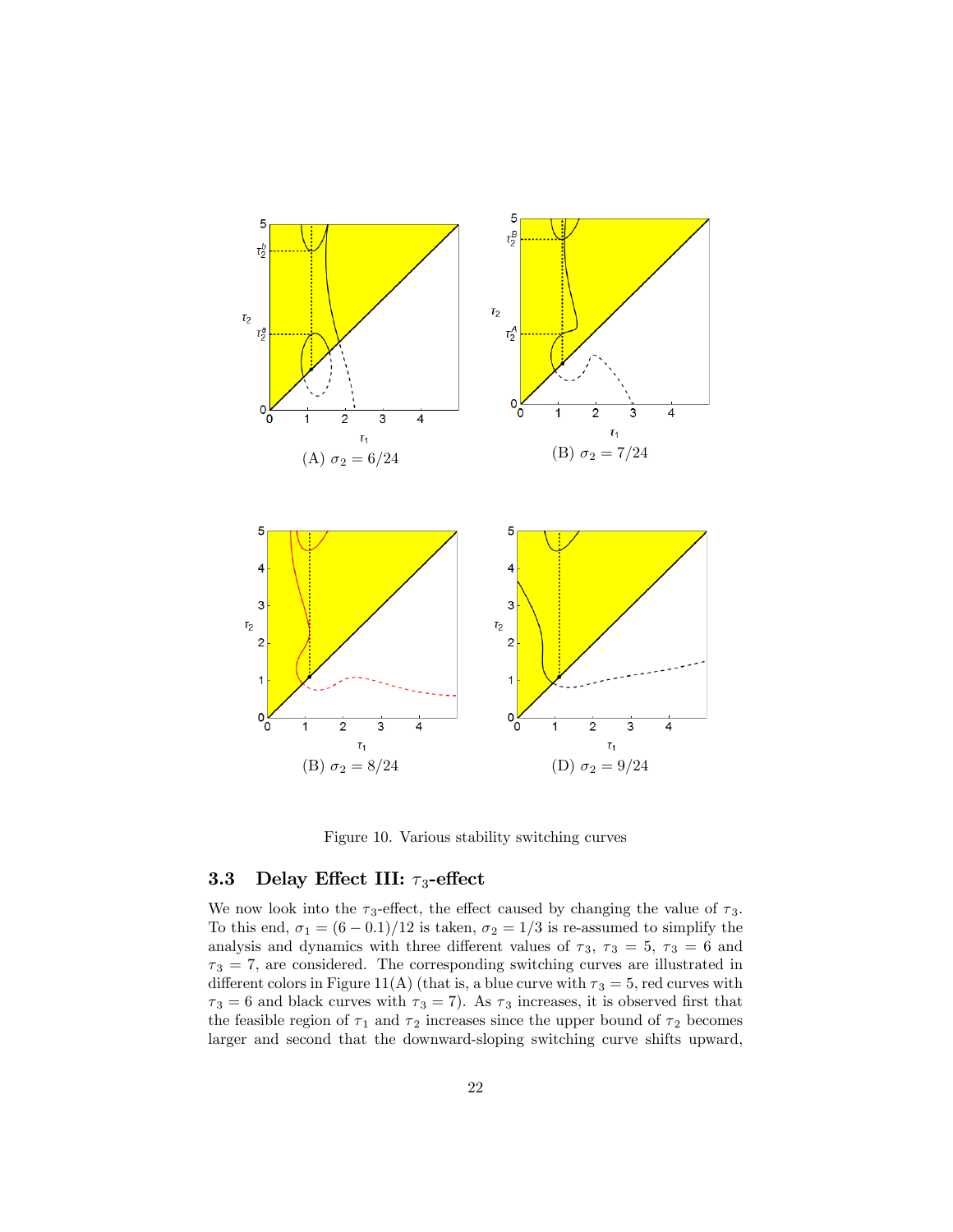(A) $\sigma_2 = 6/24$

(B) $\sigma_2 = 7/24$

(B) $\sigma_2 = 8/24$

(D) $\sigma_2 = 9/24$

Figure 10. Various stability switching curves

### 3.3 Delay Effect III: $\tau_3$-effect

We now look into the $\tau_3$-effect, the effect caused by changing the value of $\tau_3$. To this end, $\sigma_1 = (6 - 0.1)/12$ is taken, $\sigma_2 = 1/3$ is re-assumed to simplify the analysis and dynamics with three different values of $\tau_3$, $\tau_3 = 5$, $\tau_3 = 6$ and $\tau_3 = 7$, are considered. The corresponding switching curves are illustrated in different colors in Figure 11(A) (that is, a blue curve with $\tau_3 = 5$, red curves with $\tau_3 = 6$ and black curves with $\tau_3 = 7$). As $\tau_3$ increases, it is observed first that the feasible region of $\tau_1$ and $\tau_2$ increases since the upper bound of $\tau_2$ becomes larger and second that the downward-sloping switching curve shifts upward,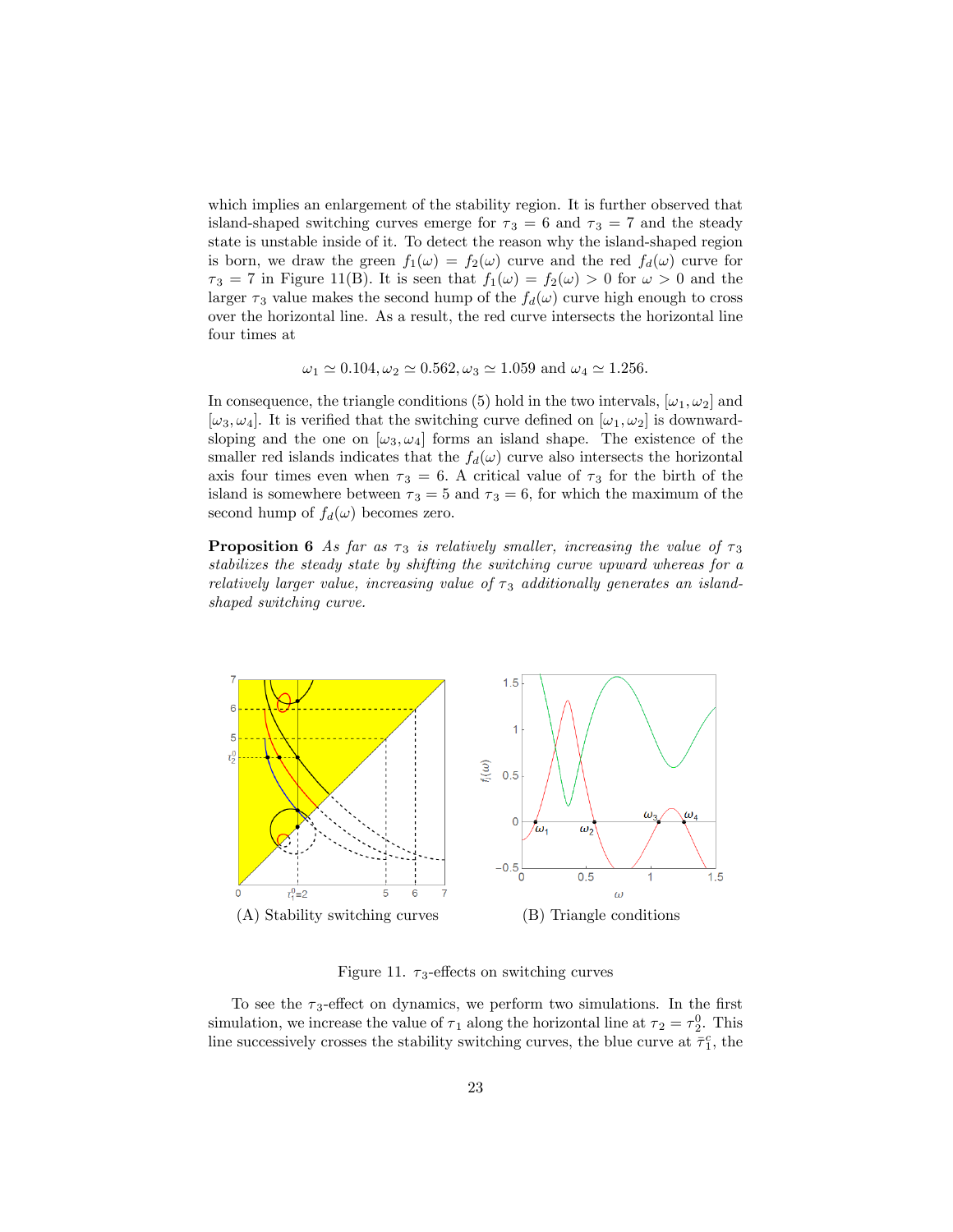which implies an enlargement of the stability region. It is further observed that island-shaped switching curves emerge for $\tau_3 = 6$ and $\tau_3 = 7$ and the steady state is unstable inside of it. To detect the reason why the island-shaped region is born, we draw the green $f_1(\omega) = f_2(\omega)$ curve and the red $f_d(\omega)$ curve for $\tau_3 = 7$ in Figure 11(B). It is seen that $f_1(\omega) = f_2(\omega) > 0$ for $\omega > 0$ and the larger $\tau_3$ value makes the second hump of the $f_d(\omega)$ curve high enough to cross over the horizontal line. As a result, the red curve intersects the horizontal line four times at

$$\omega_1 \simeq 0.104, \omega_2 \simeq 0.562, \omega_3 \simeq 1.059 \text{ and } \omega_4 \simeq 1.256.$$

In consequence, the triangle conditions (5) hold in the two intervals, $[\omega_1, \omega_2]$ and $[\omega_3, \omega_4]$. It is verified that the switching curve defined on $[\omega_1, \omega_2]$ is downward-sloping and the one on $[\omega_3, \omega_4]$ forms an island shape. The existence of the smaller red islands indicates that the $f_d(\omega)$ curve also intersects the horizontal axis four times even when $\tau_3 = 6$. A critical value of $\tau_3$ for the birth of the island is somewhere between $\tau_3 = 5$ and $\tau_3 = 6$, for which the maximum of the second hump of $f_d(\omega)$ becomes zero.

**Proposition 6** *As far as $\tau_3$ is relatively smaller, increasing the value of $\tau_3$ stabilizes the steady state by shifting the switching curve upward whereas for a relatively larger value, increasing value of $\tau_3$ additionally generates an island-shaped switching curve.*

(A) Stability switching curves

(B) Triangle conditions

Figure 11. $\tau_3$-effects on switching curves

To see the $\tau_3$-effect on dynamics, we perform two simulations. In the first simulation, we increase the value of $\tau_1$ along the horizontal line at $\tau_2 = \tau_2^0$. This line successively crosses the stability switching curves, the blue curve at $\bar{\tau}_1^c$, the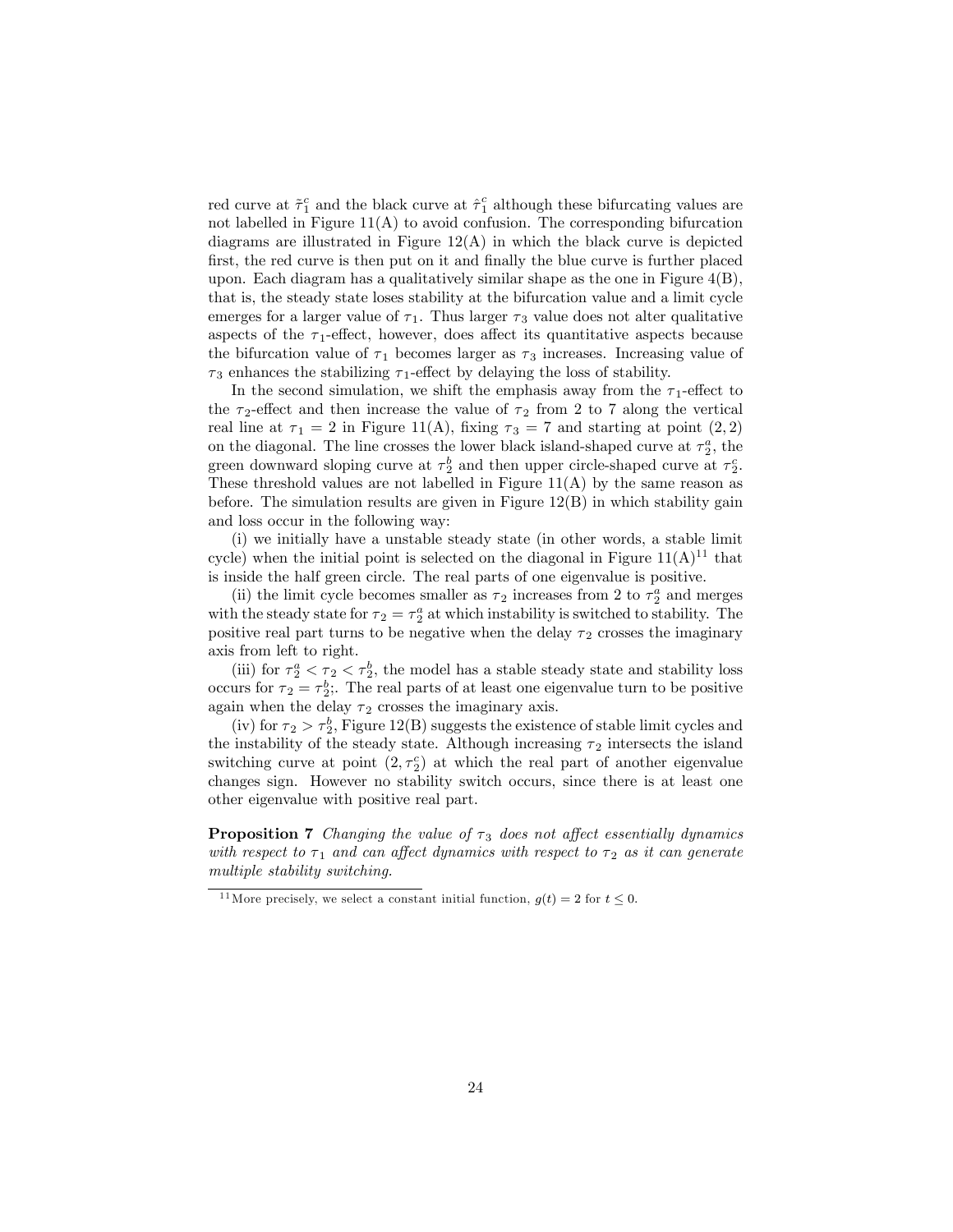red curve at $\tilde{\tau}_1^c$ and the black curve at $\hat{\tau}_1^c$ although these bifurcating values are not labelled in Figure 11(A) to avoid confusion. The corresponding bifurcation diagrams are illustrated in Figure 12(A) in which the black curve is depicted first, the red curve is then put on it and finally the blue curve is further placed upon. Each diagram has a qualitatively similar shape as the one in Figure 4(B), that is, the steady state loses stability at the bifurcation value and a limit cycle emerges for a larger value of $\tau_1$. Thus larger $\tau_3$ value does not alter qualitative aspects of the $\tau_1$-effect, however, does affect its quantitative aspects because the bifurcation value of $\tau_1$ becomes larger as $\tau_3$ increases. Increasing value of $\tau_3$ enhances the stabilizing $\tau_1$-effect by delaying the loss of stability.

In the second simulation, we shift the emphasis away from the $\tau_1$-effect to the $\tau_2$-effect and then increase the value of $\tau_2$ from 2 to 7 along the vertical real line at $\tau_1 = 2$ in Figure 11(A), fixing $\tau_3 = 7$ and starting at point $(2, 2)$ on the diagonal. The line crosses the lower black island-shaped curve at $\tau_2^a$, the green downward sloping curve at $\tau_2^b$ and then upper circle-shaped curve at $\tau_2^c$. These threshold values are not labelled in Figure 11(A) by the same reason as before. The simulation results are given in Figure 12(B) in which stability gain and loss occur in the following way:

(i) we initially have a unstable steady state (in other words, a stable limit cycle) when the initial point is selected on the diagonal in Figure 11(A)[11] that is inside the half green circle. The real parts of one eigenvalue is positive.

(ii) the limit cycle becomes smaller as $\tau_2$ increases from 2 to $\tau_2^a$ and merges with the steady state for $\tau_2 = \tau_2^a$ at which instability is switched to stability. The positive real part turns to be negative when the delay $\tau_2$ crosses the imaginary axis from left to right.

(iii) for $\tau_2^a < \tau_2 < \tau_2^b$, the model has a stable steady state and stability loss occurs for $\tau_2 = \tau_2^b$;. The real parts of at least one eigenvalue turn to be positive again when the delay $\tau_2$ crosses the imaginary axis.

(iv) for $\tau_2 > \tau_2^b$, Figure 12(B) suggests the existence of stable limit cycles and the instability of the steady state. Although increasing $\tau_2$ intersects the island switching curve at point $(2, \tau_2^c)$ at which the real part of another eigenvalue changes sign. However no stability switch occurs, since there is at least one other eigenvalue with positive real part.

**Proposition 7** *Changing the value of $\tau_3$ does not affect essentially dynamics with respect to $\tau_1$ and can affect dynamics with respect to $\tau_2$ as it can generate multiple stability switching.*

[11] More precisely, we select a constant initial function, $g(t) = 2$ for $t \leq 0$.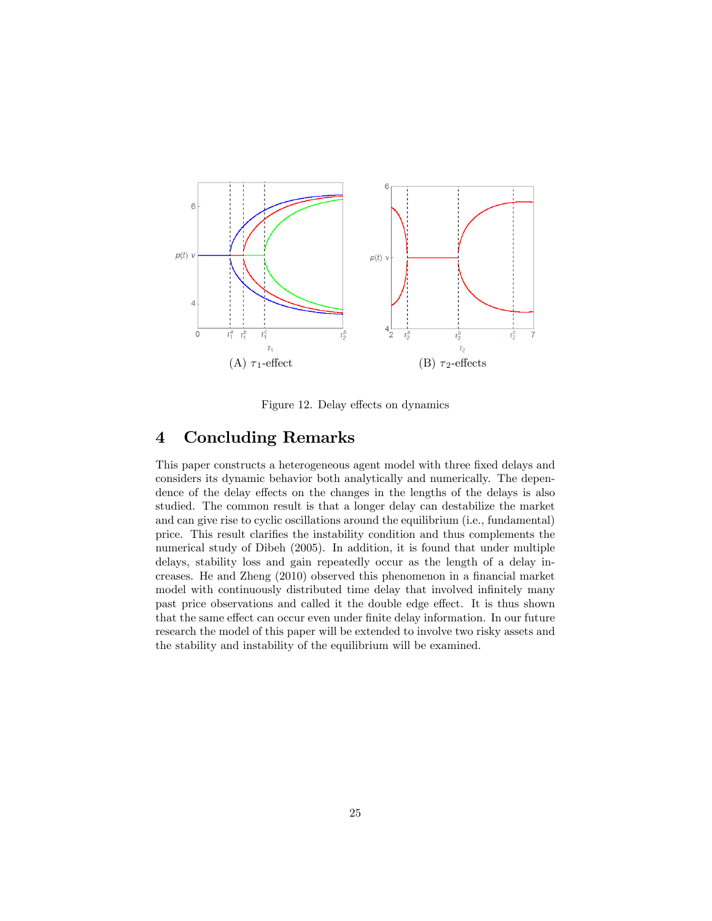(A) $\tau_1$-effect

(B) $\tau_2$-effects

Figure 12. Delay effects on dynamics

# 4 Concluding Remarks

This paper constructs a heterogeneous agent model with three fixed delays and considers its dynamic behavior both analytically and numerically. The dependence of the delay effects on the changes in the lengths of the delays is also studied. The common result is that a longer delay can destabilize the market and can give rise to cyclic oscillations around the equilibrium (i.e., fundamental) price. This result clarifies the instability condition and thus complements the numerical study of Dibeh (2005). In addition, it is found that under multiple delays, stability loss and gain repeatedly occur as the length of a delay increases. He and Zheng (2010) observed this phenomenon in a financial market model with continuously distributed time delay that involved infinitely many past price observations and called it the double edge effect. It is thus shown that the same effect can occur even under finite delay information. In our future research the model of this paper will be extended to involve two risky assets and the stability and instability of the equilibrium will be examined.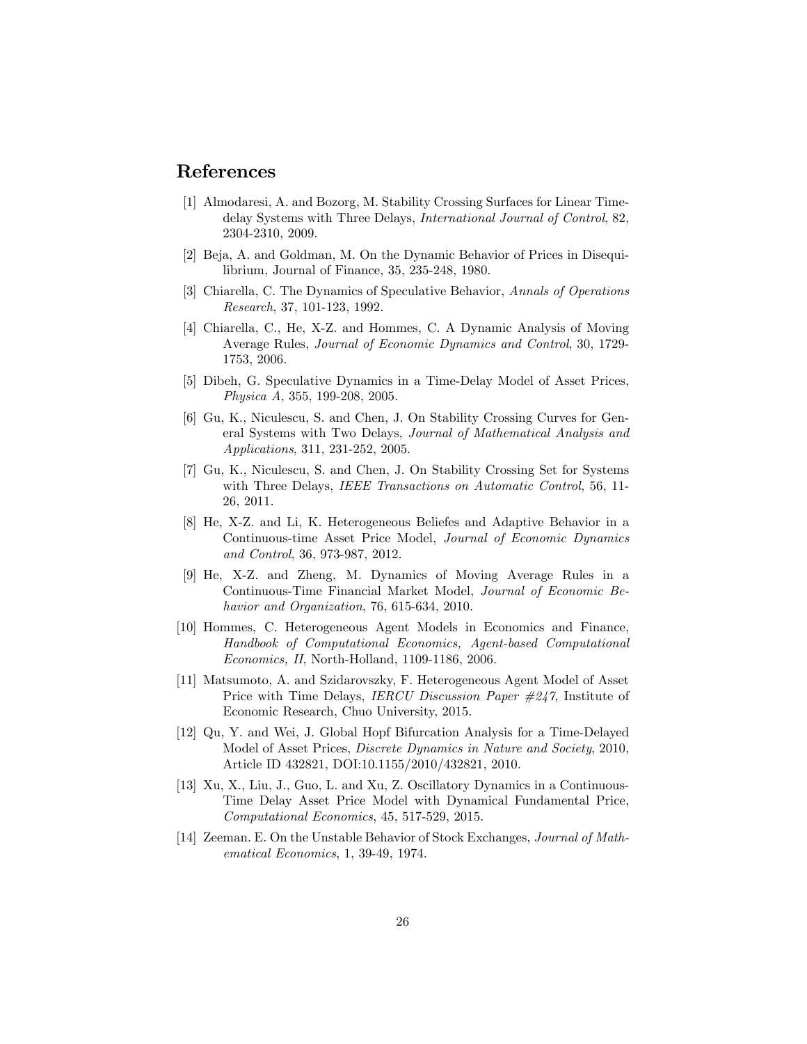## References

[1] Almodaresi, A. and Bozorg, M. Stability Crossing Surfaces for Linear Time-delay Systems with Three Delays, *International Journal of Control*, 82, 2304-2310, 2009.

[2] Beja, A. and Goldman, M. On the Dynamic Behavior of Prices in Disequilibrium, Journal of Finance, 35, 235-248, 1980.

[3] Chiarella, C. The Dynamics of Speculative Behavior, *Annals of Operations Research*, 37, 101-123, 1992.

[4] Chiarella, C., He, X-Z. and Hommes, C. A Dynamic Analysis of Moving Average Rules, *Journal of Economic Dynamics and Control*, 30, 1729-1753, 2006.

[5] Dibeh, G. Speculative Dynamics in a Time-Delay Model of Asset Prices, *Physica A*, 355, 199-208, 2005.

[6] Gu, K., Niculescu, S. and Chen, J. On Stability Crossing Curves for General Systems with Two Delays, *Journal of Mathematical Analysis and Applications*, 311, 231-252, 2005.

[7] Gu, K., Niculescu, S. and Chen, J. On Stability Crossing Set for Systems with Three Delays, *IEEE Transactions on Automatic Control*, 56, 11-26, 2011.

[8] He, X-Z. and Li, K. Heterogeneous Beliefes and Adaptive Behavior in a Continuous-time Asset Price Model, *Journal of Economic Dynamics and Control*, 36, 973-987, 2012.

[9] He, X-Z. and Zheng, M. Dynamics of Moving Average Rules in a Continuous-Time Financial Market Model, *Journal of Economic Behavior and Organization*, 76, 615-634, 2010.

[10] Hommes, C. Heterogeneous Agent Models in Economics and Finance, *Handbook of Computational Economics, Agent-based Computational Economics, II*, North-Holland, 1109-1186, 2006.

[11] Matsumoto, A. and Szidarovszky, F. Heterogeneous Agent Model of Asset Price with Time Delays, *IERCU Discussion Paper #247*, Institute of Economic Research, Chuo University, 2015.

[12] Qu, Y. and Wei, J. Global Hopf Bifurcation Analysis for a Time-Delayed Model of Asset Prices, *Discrete Dynamics in Nature and Society*, 2010, Article ID 432821, DOI:10.1155/2010/432821, 2010.

[13] Xu, X., Liu, J., Guo, L. and Xu, Z. Oscillatory Dynamics in a Continuous-Time Delay Asset Price Model with Dynamical Fundamental Price, *Computational Economics*, 45, 517-529, 2015.

[14] Zeeman. E. On the Unstable Behavior of Stock Exchanges, *Journal of Mathematical Economics*, 1, 39-49, 1974.